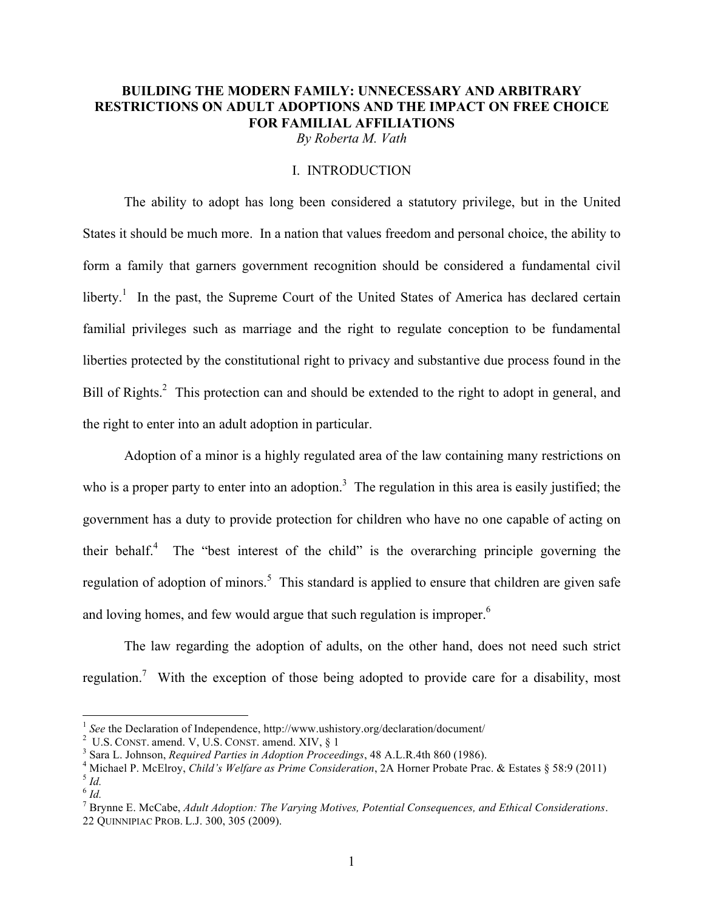# BUILDING THE MODERN FAMILY: UNNECESSARY AND ARBITRARY RESTRICTIONS ON ADULT ADOPTIONS AND THE IMPACT ON FREE CHOICE FOR FAMILIAL AFFILIATIONS

*By Roberta M. Vath*

## I. INTRODUCTION

The ability to adopt has long been considered a statutory privilege, but in the United States it should be much more. In a nation that values freedom and personal choice, the ability to form a family that garners government recognition should be considered a fundamental civil liberty.[1] In the past, the Supreme Court of the United States of America has declared certain familial privileges such as marriage and the right to regulate conception to be fundamental liberties protected by the constitutional right to privacy and substantive due process found in the Bill of Rights.[2] This protection can and should be extended to the right to adopt in general, and the right to enter into an adult adoption in particular.

Adoption of a minor is a highly regulated area of the law containing many restrictions on who is a proper party to enter into an adoption.[3] The regulation in this area is easily justified; the government has a duty to provide protection for children who have no one capable of acting on their behalf.[4] The "best interest of the child" is the overarching principle governing the regulation of adoption of minors.[5] This standard is applied to ensure that children are given safe and loving homes, and few would argue that such regulation is improper.[6]

The law regarding the adoption of adults, on the other hand, does not need such strict regulation.[7] With the exception of those being adopted to provide care for a disability, most

---

[1] *See* the Declaration of Independence, http://www.ushistory.org/declaration/document/

[2] U.S. CONST. amend. V, U.S. CONST. amend. XIV, § 1

[3] Sara L. Johnson, *Required Parties in Adoption Proceedings*, 48 A.L.R.4th 860 (1986).

[4] Michael P. McElroy, *Child's Welfare as Prime Consideration*, 2A Horner Probate Prac. & Estates § 58:9 (2011)

[5] *Id.*

[6] *Id.*

[7] Brynne E. McCabe, *Adult Adoption: The Varying Motives, Potential Consequences, and Ethical Considerations*. 22 QUINNIPIAC PROB. L.J. 300, 305 (2009).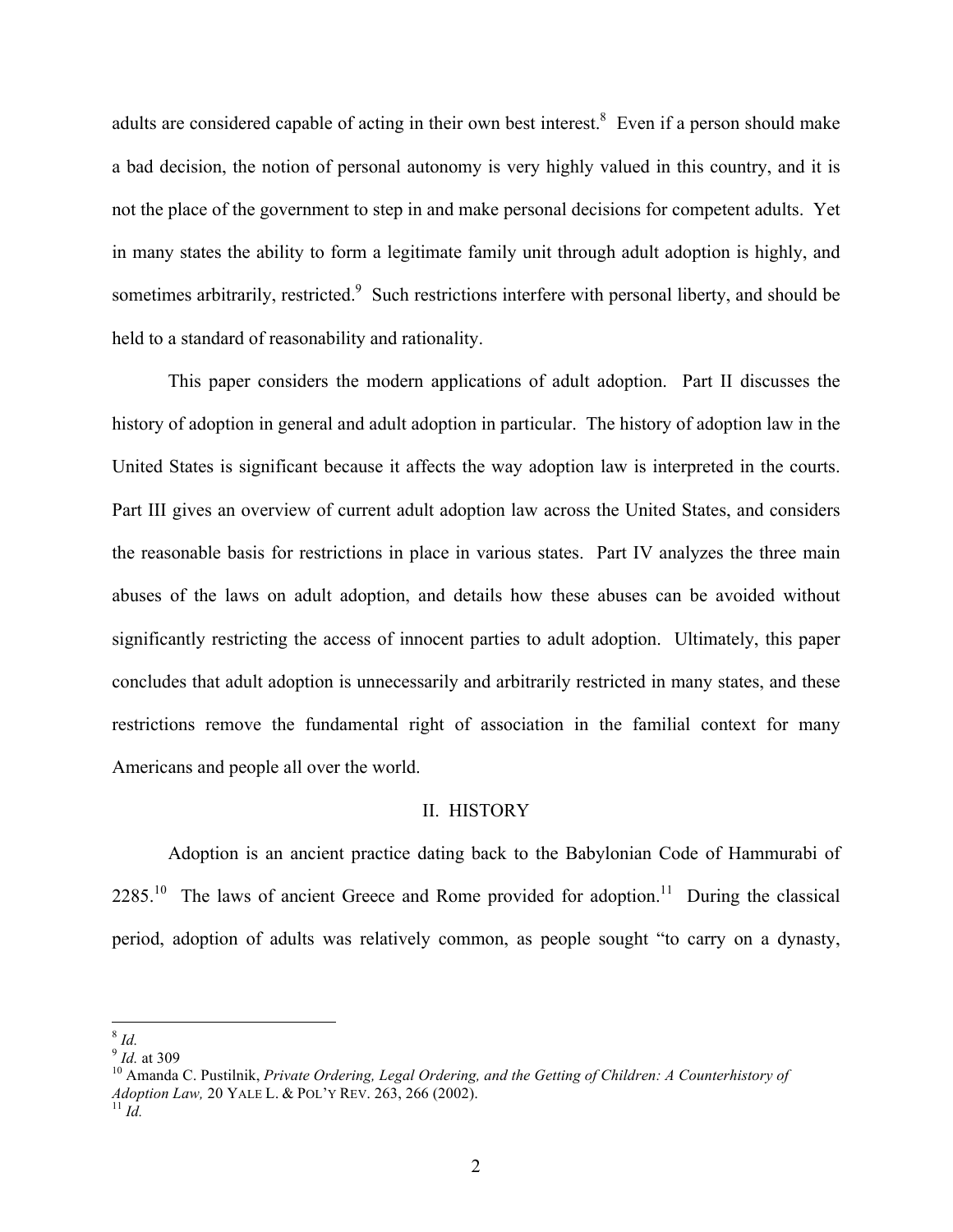adults are considered capable of acting in their own best interest.[8] Even if a person should make a bad decision, the notion of personal autonomy is very highly valued in this country, and it is not the place of the government to step in and make personal decisions for competent adults. Yet in many states the ability to form a legitimate family unit through adult adoption is highly, and sometimes arbitrarily, restricted.[9] Such restrictions interfere with personal liberty, and should be held to a standard of reasonability and rationality.

This paper considers the modern applications of adult adoption. Part II discusses the history of adoption in general and adult adoption in particular. The history of adoption law in the United States is significant because it affects the way adoption law is interpreted in the courts. Part III gives an overview of current adult adoption law across the United States, and considers the reasonable basis for restrictions in place in various states. Part IV analyzes the three main abuses of the laws on adult adoption, and details how these abuses can be avoided without significantly restricting the access of innocent parties to adult adoption. Ultimately, this paper concludes that adult adoption is unnecessarily and arbitrarily restricted in many states, and these restrictions remove the fundamental right of association in the familial context for many Americans and people all over the world.

## II. HISTORY

Adoption is an ancient practice dating back to the Babylonian Code of Hammurabi of 2285.[10] The laws of ancient Greece and Rome provided for adoption.[11] During the classical period, adoption of adults was relatively common, as people sought "to carry on a dynasty,

---

[8] *Id.*

[9] *Id.* at 309

[10] Amanda C. Pustilnik, *Private Ordering, Legal Ordering, and the Getting of Children: A Counterhistory of Adoption Law,* 20 YALE L. & POL'Y REV. 263, 266 (2002).

[11] *Id.*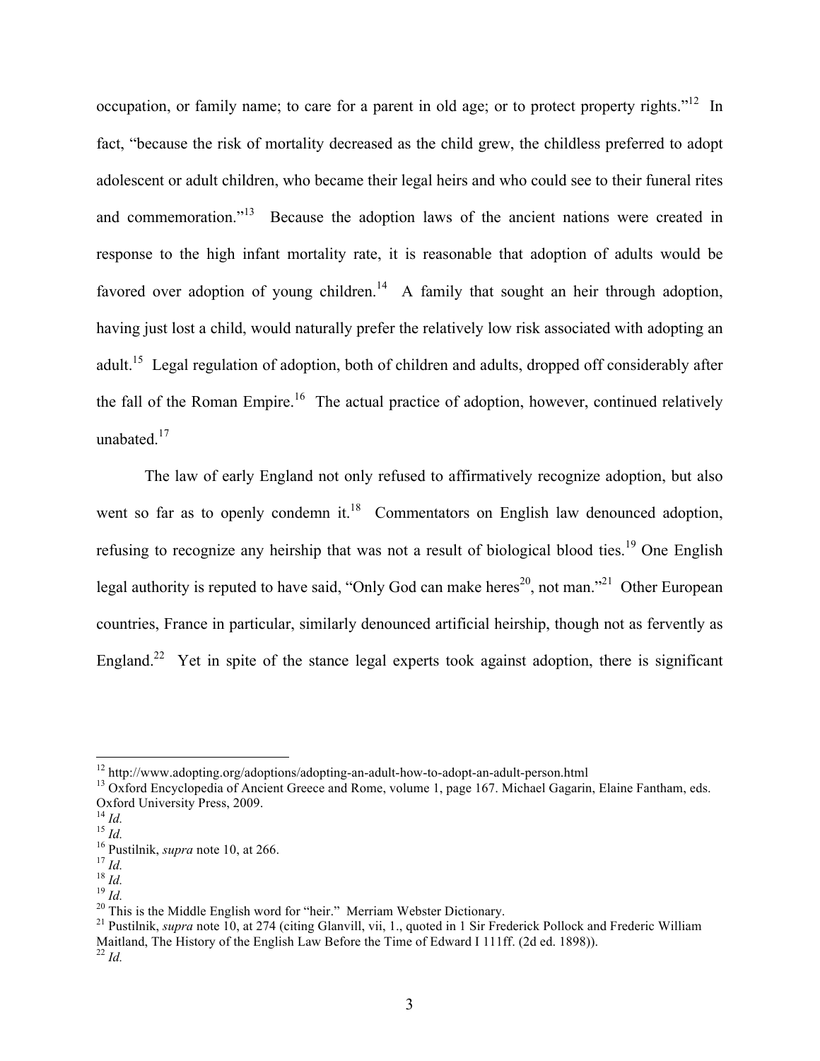occupation, or family name; to care for a parent in old age; or to protect property rights."[12] In fact, "because the risk of mortality decreased as the child grew, the childless preferred to adopt adolescent or adult children, who became their legal heirs and who could see to their funeral rites and commemoration."[13] Because the adoption laws of the ancient nations were created in response to the high infant mortality rate, it is reasonable that adoption of adults would be favored over adoption of young children.[14] A family that sought an heir through adoption, having just lost a child, would naturally prefer the relatively low risk associated with adopting an adult.[15] Legal regulation of adoption, both of children and adults, dropped off considerably after the fall of the Roman Empire.[16] The actual practice of adoption, however, continued relatively unabated.[17]

The law of early England not only refused to affirmatively recognize adoption, but also went so far as to openly condemn it.[18] Commentators on English law denounced adoption, refusing to recognize any heirship that was not a result of biological blood ties.[19] One English legal authority is reputed to have said, "Only God can make heres[20], not man."[21] Other European countries, France in particular, similarly denounced artificial heirship, though not as fervently as England.[22] Yet in spite of the stance legal experts took against adoption, there is significant

---

[12] http://www.adopting.org/adoptions/adopting-an-adult-how-to-adopt-an-adult-person.html

[13] Oxford Encyclopedia of Ancient Greece and Rome, volume 1, page 167. Michael Gagarin, Elaine Fantham, eds. Oxford University Press, 2009.

[14] *Id.*

[15] *Id.*

[16] Pustilnik, *supra* note 10, at 266.

[17] *Id.*

[18] *Id.*

[19] *Id.*

[20] This is the Middle English word for "heir." Merriam Webster Dictionary.

[21] Pustilnik, *supra* note 10, at 274 (citing Glanvill, vii, 1., quoted in 1 Sir Frederick Pollock and Frederic William Maitland, The History of the English Law Before the Time of Edward I 111ff. (2d ed. 1898)).

[22] *Id.*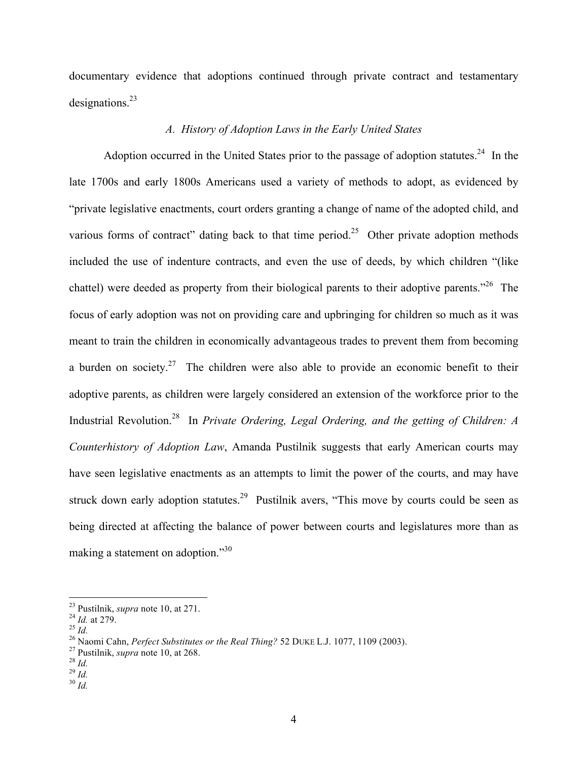documentary evidence that adoptions continued through private contract and testamentary designations.[23]

### *A. History of Adoption Laws in the Early United States*

Adoption occurred in the United States prior to the passage of adoption statutes.[24] In the late 1700s and early 1800s Americans used a variety of methods to adopt, as evidenced by "private legislative enactments, court orders granting a change of name of the adopted child, and various forms of contract" dating back to that time period.[25] Other private adoption methods included the use of indenture contracts, and even the use of deeds, by which children "(like chattel) were deeded as property from their biological parents to their adoptive parents."[26] The focus of early adoption was not on providing care and upbringing for children so much as it was meant to train the children in economically advantageous trades to prevent them from becoming a burden on society.[27] The children were also able to provide an economic benefit to their adoptive parents, as children were largely considered an extension of the workforce prior to the Industrial Revolution.[28] In *Private Ordering, Legal Ordering, and the getting of Children: A Counterhistory of Adoption Law*, Amanda Pustilnik suggests that early American courts may have seen legislative enactments as an attempts to limit the power of the courts, and may have struck down early adoption statutes.[29] Pustilnik avers, "This move by courts could be seen as being directed at affecting the balance of power between courts and legislatures more than as making a statement on adoption."[30]

---

[23] Pustilnik, *supra* note 10, at 271.
[24] *Id.* at 279.
[25] *Id.*
[26] Naomi Cahn, *Perfect Substitutes or the Real Thing?* 52 DUKE L.J. 1077, 1109 (2003).
[27] Pustilnik, *supra* note 10, at 268.
[28] *Id.*
[29] *Id.*
[30] *Id.*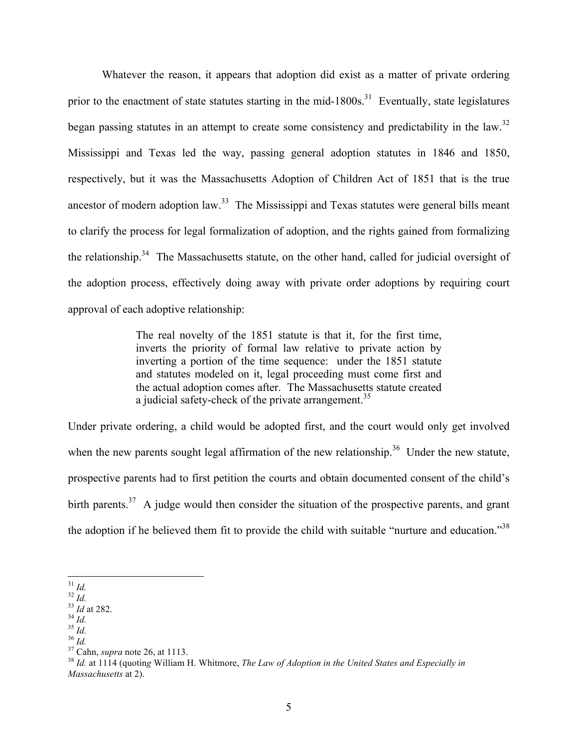Whatever the reason, it appears that adoption did exist as a matter of private ordering prior to the enactment of state statutes starting in the mid-1800s.[31] Eventually, state legislatures began passing statutes in an attempt to create some consistency and predictability in the law.[32] Mississippi and Texas led the way, passing general adoption statutes in 1846 and 1850, respectively, but it was the Massachusetts Adoption of Children Act of 1851 that is the true ancestor of modern adoption law.[33] The Mississippi and Texas statutes were general bills meant to clarify the process for legal formalization of adoption, and the rights gained from formalizing the relationship.[34] The Massachusetts statute, on the other hand, called for judicial oversight of the adoption process, effectively doing away with private order adoptions by requiring court approval of each adoptive relationship:

> The real novelty of the 1851 statute is that it, for the first time, inverts the priority of formal law relative to private action by inverting a portion of the time sequence: under the 1851 statute and statutes modeled on it, legal proceeding must come first and the actual adoption comes after. The Massachusetts statute created a judicial safety-check of the private arrangement.[35]

Under private ordering, a child would be adopted first, and the court would only get involved when the new parents sought legal affirmation of the new relationship.[36] Under the new statute, prospective parents had to first petition the courts and obtain documented consent of the child's birth parents.[37] A judge would then consider the situation of the prospective parents, and grant the adoption if he believed them fit to provide the child with suitable "nurture and education."[38]

---

[31] *Id.*
[32] *Id.*
[33] *Id* at 282.
[34] *Id.*
[35] *Id.*
[36] *Id.*
[37] Cahn, *supra* note 26, at 1113.
[38] *Id.* at 1114 (quoting William H. Whitmore, *The Law of Adoption in the United States and Especially in Massachusetts* at 2).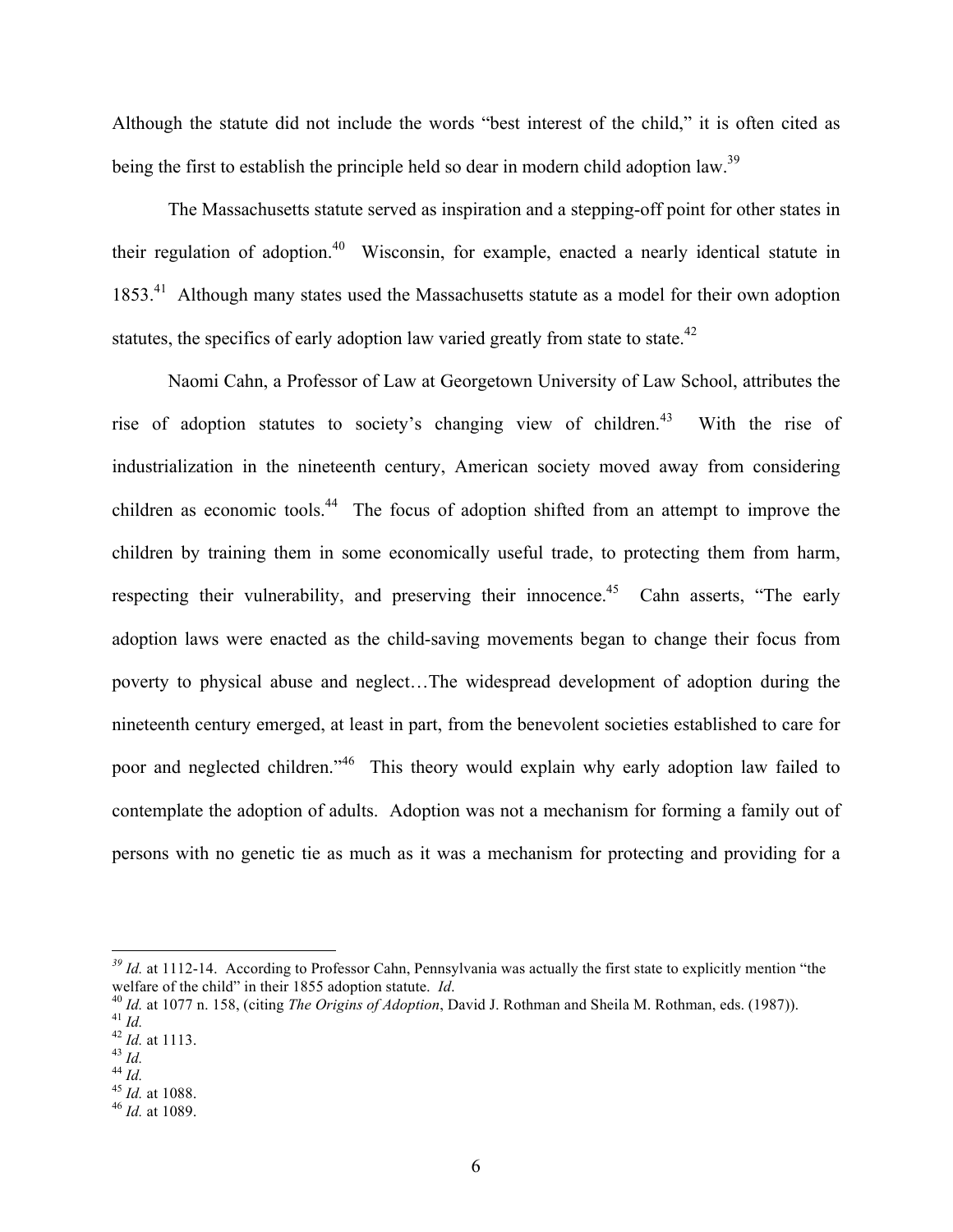Although the statute did not include the words "best interest of the child," it is often cited as being the first to establish the principle held so dear in modern child adoption law.[39]

The Massachusetts statute served as inspiration and a stepping-off point for other states in their regulation of adoption.[40] Wisconsin, for example, enacted a nearly identical statute in 1853.[41] Although many states used the Massachusetts statute as a model for their own adoption statutes, the specifics of early adoption law varied greatly from state to state.[42]

Naomi Cahn, a Professor of Law at Georgetown University of Law School, attributes the rise of adoption statutes to society's changing view of children.[43] With the rise of industrialization in the nineteenth century, American society moved away from considering children as economic tools.[44] The focus of adoption shifted from an attempt to improve the children by training them in some economically useful trade, to protecting them from harm, respecting their vulnerability, and preserving their innocence.[45] Cahn asserts, "The early adoption laws were enacted as the child-saving movements began to change their focus from poverty to physical abuse and neglect…The widespread development of adoption during the nineteenth century emerged, at least in part, from the benevolent societies established to care for poor and neglected children."[46] This theory would explain why early adoption law failed to contemplate the adoption of adults. Adoption was not a mechanism for forming a family out of persons with no genetic tie as much as it was a mechanism for protecting and providing for a

---

[39] *Id.* at 1112-14. According to Professor Cahn, Pennsylvania was actually the first state to explicitly mention "the welfare of the child" in their 1855 adoption statute. *Id*.

[40] *Id.* at 1077 n. 158, (citing *The Origins of Adoption*, David J. Rothman and Sheila M. Rothman, eds. (1987)).

[41] *Id.*

[42] *Id.* at 1113.

[43] *Id.*

[44] *Id.*

[45] *Id.* at 1088.

[46] *Id.* at 1089.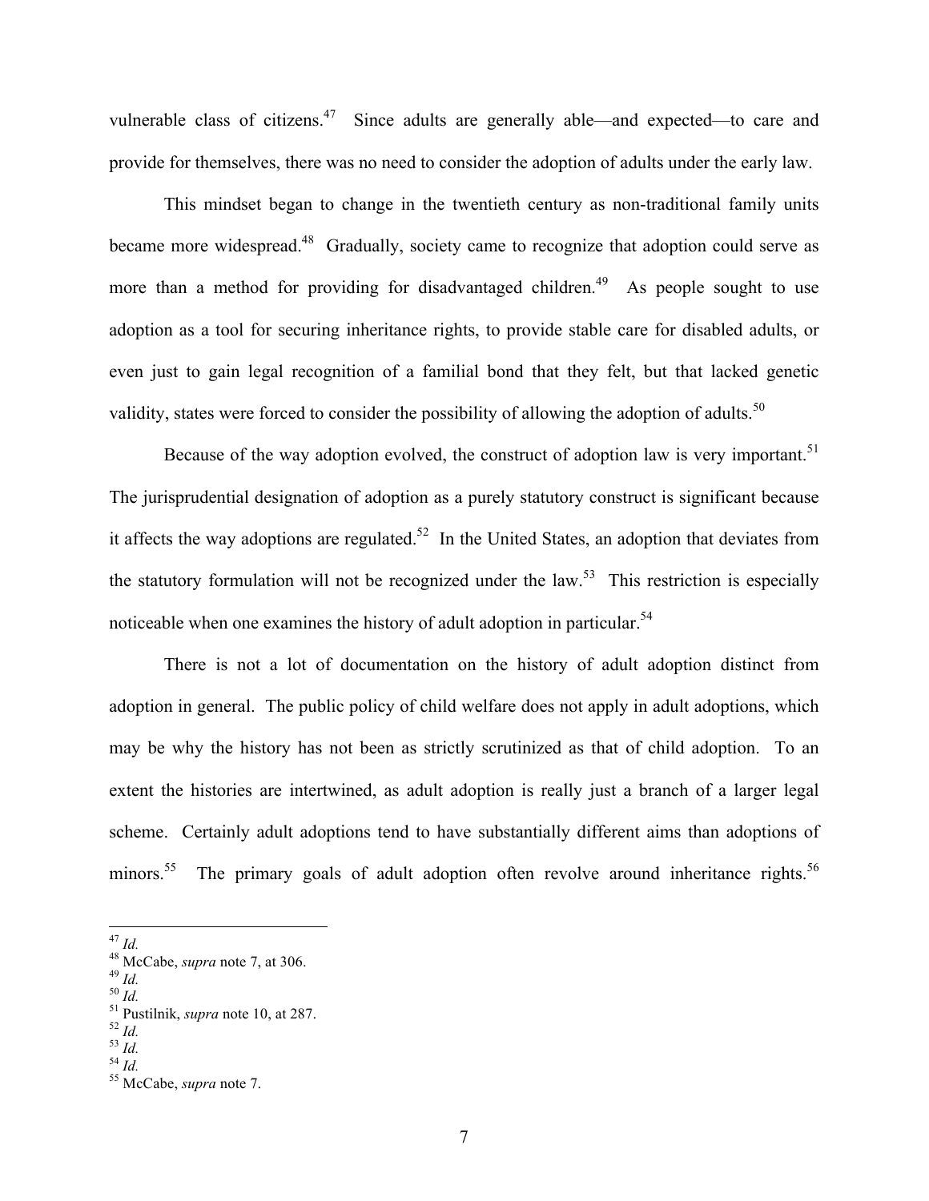vulnerable class of citizens.[47] Since adults are generally able—and expected—to care and provide for themselves, there was no need to consider the adoption of adults under the early law.

This mindset began to change in the twentieth century as non-traditional family units became more widespread.[48] Gradually, society came to recognize that adoption could serve as more than a method for providing for disadvantaged children.[49] As people sought to use adoption as a tool for securing inheritance rights, to provide stable care for disabled adults, or even just to gain legal recognition of a familial bond that they felt, but that lacked genetic validity, states were forced to consider the possibility of allowing the adoption of adults.[50]

Because of the way adoption evolved, the construct of adoption law is very important.[51] The jurisprudential designation of adoption as a purely statutory construct is significant because it affects the way adoptions are regulated.[52] In the United States, an adoption that deviates from the statutory formulation will not be recognized under the law.[53] This restriction is especially noticeable when one examines the history of adult adoption in particular.[54]

There is not a lot of documentation on the history of adult adoption distinct from adoption in general. The public policy of child welfare does not apply in adult adoptions, which may be why the history has not been as strictly scrutinized as that of child adoption. To an extent the histories are intertwined, as adult adoption is really just a branch of a larger legal scheme. Certainly adult adoptions tend to have substantially different aims than adoptions of minors.[55] The primary goals of adult adoption often revolve around inheritance rights.[56]

---

[47] *Id.*
[48] McCabe, *supra* note 7, at 306.
[49] *Id.*
[50] *Id.*
[51] Pustilnik, *supra* note 10, at 287.
[52] *Id.*
[53] *Id.*
[54] *Id.*
[55] McCabe, *supra* note 7.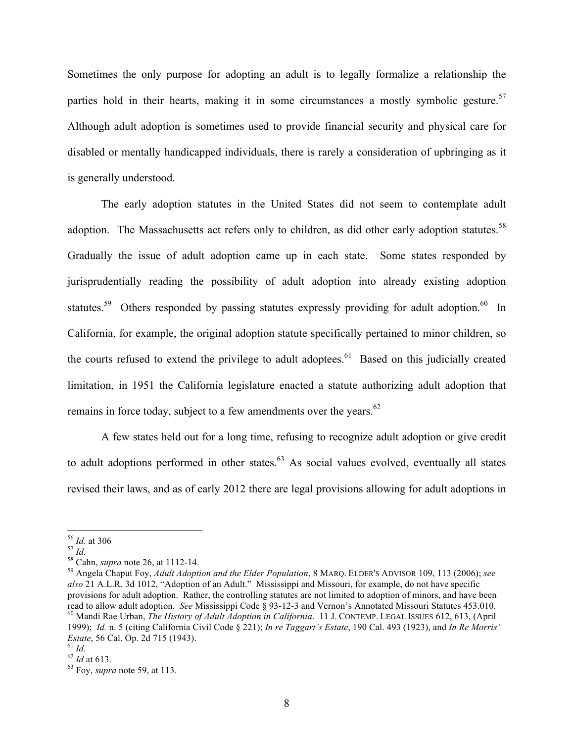Sometimes the only purpose for adopting an adult is to legally formalize a relationship the parties hold in their hearts, making it in some circumstances a mostly symbolic gesture.[57] Although adult adoption is sometimes used to provide financial security and physical care for disabled or mentally handicapped individuals, there is rarely a consideration of upbringing as it is generally understood.

The early adoption statutes in the United States did not seem to contemplate adult adoption. The Massachusetts act refers only to children, as did other early adoption statutes.[58] Gradually the issue of adult adoption came up in each state. Some states responded by jurisprudentially reading the possibility of adult adoption into already existing adoption statutes.[59] Others responded by passing statutes expressly providing for adult adoption.[60] In California, for example, the original adoption statute specifically pertained to minor children, so the courts refused to extend the privilege to adult adoptees.[61] Based on this judicially created limitation, in 1951 the California legislature enacted a statute authorizing adult adoption that remains in force today, subject to a few amendments over the years.[62]

A few states held out for a long time, refusing to recognize adult adoption or give credit to adult adoptions performed in other states.[63] As social values evolved, eventually all states revised their laws, and as of early 2012 there are legal provisions allowing for adult adoptions in

---

[56] *Id.* at 306
[57] *Id.*
[58] Cahn, *supra* note 26, at 1112-14.
[59] Angela Chaput Foy, *Adult Adoption and the Elder Population*, 8 MARQ. ELDER'S ADVISOR 109, 113 (2006); *see also* 21 A.L.R. 3d 1012, "Adoption of an Adult." Mississippi and Missouri, for example, do not have specific provisions for adult adoption. Rather, the controlling statutes are not limited to adoption of minors, and have been read to allow adult adoption. *See* Mississippi Code § 93-12-3 and Vernon's Annotated Missouri Statutes 453.010.
[60] Mandi Rae Urban, *The History of Adult Adoption in California*. 11 J. CONTEMP. LEGAL ISSUES 612, 613, (April 1999); *Id.* n. 5 (citing California Civil Code § 221); *In re Taggart's Estate*, 190 Cal. 493 (1923), and *In Re Morris' Estate*, 56 Cal. Op. 2d 715 (1943).
[61] *Id.*
[62] *Id* at 613.
[63] Foy, *supra* note 59, at 113.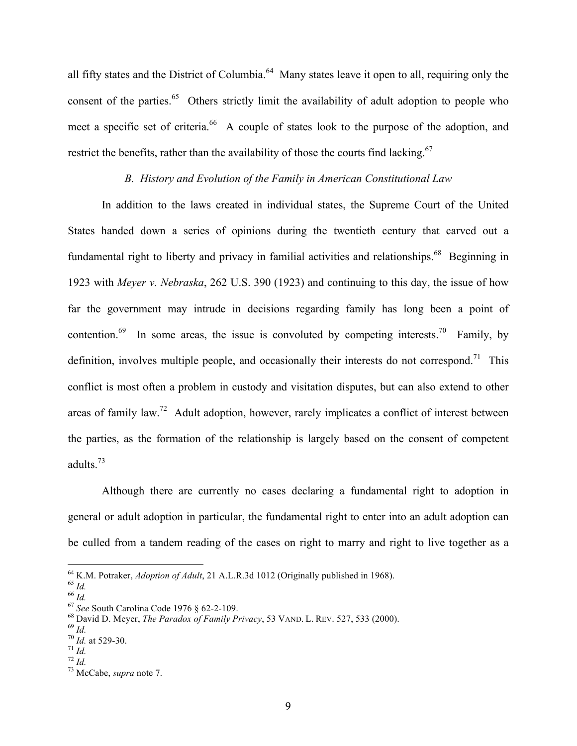all fifty states and the District of Columbia.[64] Many states leave it open to all, requiring only the consent of the parties.[65] Others strictly limit the availability of adult adoption to people who meet a specific set of criteria.[66] A couple of states look to the purpose of the adoption, and restrict the benefits, rather than the availability of those the courts find lacking.[67]

### *B. History and Evolution of the Family in American Constitutional Law*

In addition to the laws created in individual states, the Supreme Court of the United States handed down a series of opinions during the twentieth century that carved out a fundamental right to liberty and privacy in familial activities and relationships.[68] Beginning in 1923 with *Meyer v. Nebraska*, 262 U.S. 390 (1923) and continuing to this day, the issue of how far the government may intrude in decisions regarding family has long been a point of contention.[69] In some areas, the issue is convoluted by competing interests.[70] Family, by definition, involves multiple people, and occasionally their interests do not correspond.[71] This conflict is most often a problem in custody and visitation disputes, but can also extend to other areas of family law.[72] Adult adoption, however, rarely implicates a conflict of interest between the parties, as the formation of the relationship is largely based on the consent of competent adults.[73]

Although there are currently no cases declaring a fundamental right to adoption in general or adult adoption in particular, the fundamental right to enter into an adult adoption can be culled from a tandem reading of the cases on right to marry and right to live together as a

---

[64] K.M. Potraker, *Adoption of Adult*, 21 A.L.R.3d 1012 (Originally published in 1968).
[65] *Id.*
[66] *Id.*
[67] *See* South Carolina Code 1976 § 62-2-109.
[68] David D. Meyer, *The Paradox of Family Privacy*, 53 VAND. L. REV. 527, 533 (2000).
[69] *Id.*
[70] *Id.* at 529-30.
[71] *Id.*
[72] *Id.*
[73] McCabe, *supra* note 7.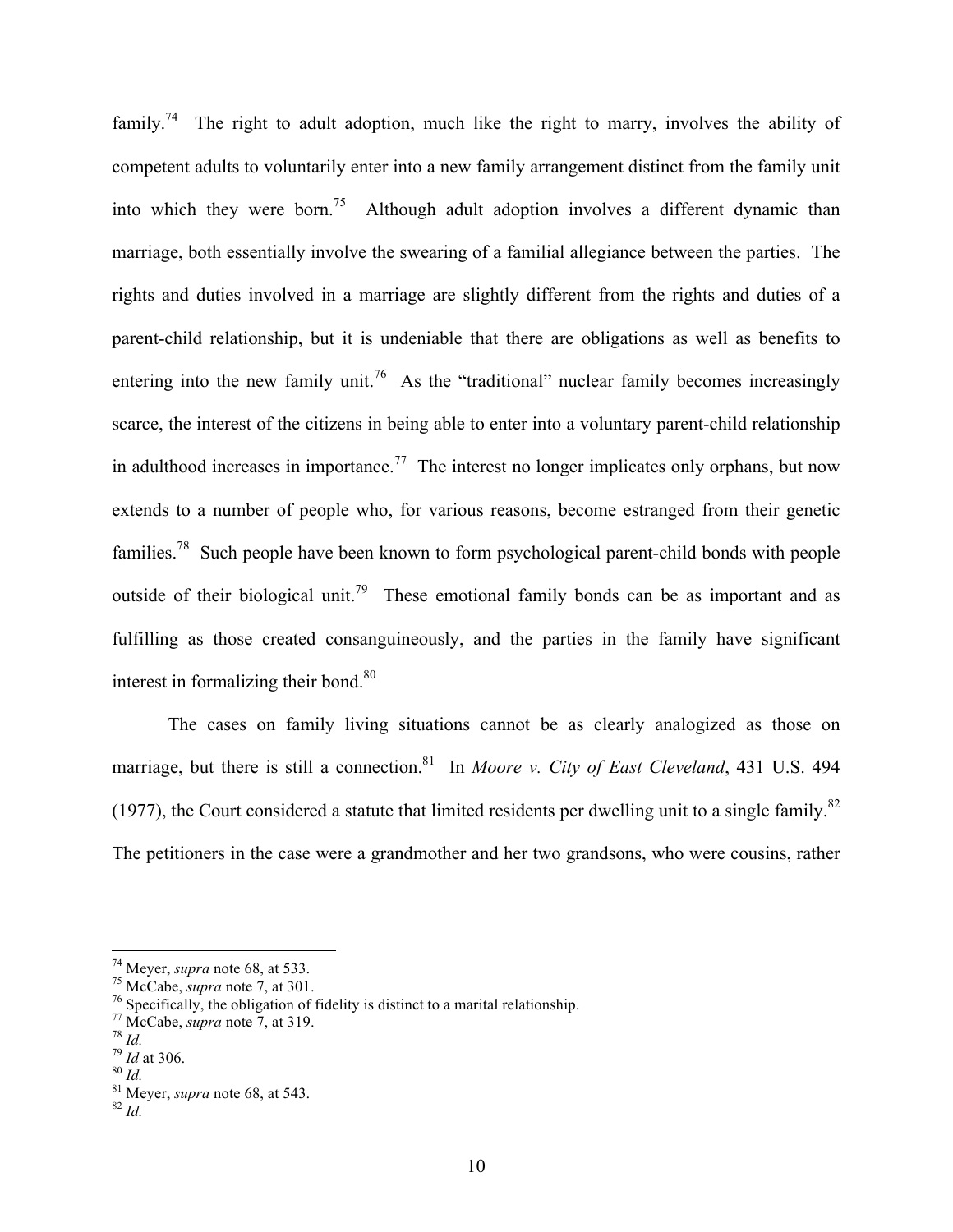family.[74] The right to adult adoption, much like the right to marry, involves the ability of competent adults to voluntarily enter into a new family arrangement distinct from the family unit into which they were born.[75] Although adult adoption involves a different dynamic than marriage, both essentially involve the swearing of a familial allegiance between the parties. The rights and duties involved in a marriage are slightly different from the rights and duties of a parent-child relationship, but it is undeniable that there are obligations as well as benefits to entering into the new family unit.[76] As the "traditional" nuclear family becomes increasingly scarce, the interest of the citizens in being able to enter into a voluntary parent-child relationship in adulthood increases in importance.[77] The interest no longer implicates only orphans, but now extends to a number of people who, for various reasons, become estranged from their genetic families.[78] Such people have been known to form psychological parent-child bonds with people outside of their biological unit.[79] These emotional family bonds can be as important and as fulfilling as those created consanguineously, and the parties in the family have significant interest in formalizing their bond.[80]

The cases on family living situations cannot be as clearly analogized as those on marriage, but there is still a connection.[81] In *Moore v. City of East Cleveland*, 431 U.S. 494 (1977), the Court considered a statute that limited residents per dwelling unit to a single family.[82] The petitioners in the case were a grandmother and her two grandsons, who were cousins, rather

---

[74] Meyer, *supra* note 68, at 533.
[75] McCabe, *supra* note 7, at 301.
[76] Specifically, the obligation of fidelity is distinct to a marital relationship.
[77] McCabe, *supra* note 7, at 319.
[78] *Id.*
[79] *Id* at 306.
[80] *Id.*
[81] Meyer, *supra* note 68, at 543.
[82] *Id.*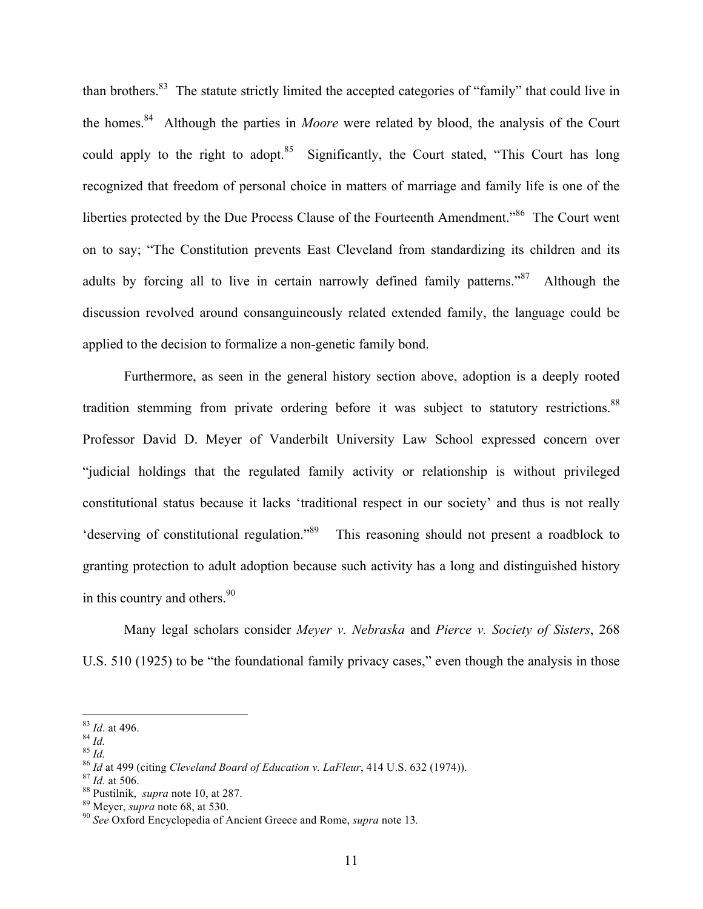than brothers.[83] The statute strictly limited the accepted categories of "family" that could live in the homes.[84] Although the parties in *Moore* were related by blood, the analysis of the Court could apply to the right to adopt.[85] Significantly, the Court stated, "This Court has long recognized that freedom of personal choice in matters of marriage and family life is one of the liberties protected by the Due Process Clause of the Fourteenth Amendment."[86] The Court went on to say; "The Constitution prevents East Cleveland from standardizing its children and its adults by forcing all to live in certain narrowly defined family patterns."[87] Although the discussion revolved around consanguineously related extended family, the language could be applied to the decision to formalize a non-genetic family bond.

Furthermore, as seen in the general history section above, adoption is a deeply rooted tradition stemming from private ordering before it was subject to statutory restrictions.[88] Professor David D. Meyer of Vanderbilt University Law School expressed concern over "judicial holdings that the regulated family activity or relationship is without privileged constitutional status because it lacks 'traditional respect in our society' and thus is not really 'deserving of constitutional regulation."[89] This reasoning should not present a roadblock to granting protection to adult adoption because such activity has a long and distinguished history in this country and others.[90]

Many legal scholars consider *Meyer v. Nebraska* and *Pierce v. Society of Sisters*, 268 U.S. 510 (1925) to be "the foundational family privacy cases," even though the analysis in those

---

[83] *Id*. at 496.
[84] *Id.*
[85] *Id.*
[86] *Id* at 499 (citing *Cleveland Board of Education v. LaFleur*, 414 U.S. 632 (1974)).
[87] *Id.* at 506.
[88] Pustilnik, *supra* note 10, at 287.
[89] Meyer, *supra* note 68, at 530.
[90] *See* Oxford Encyclopedia of Ancient Greece and Rome, *supra* note 13.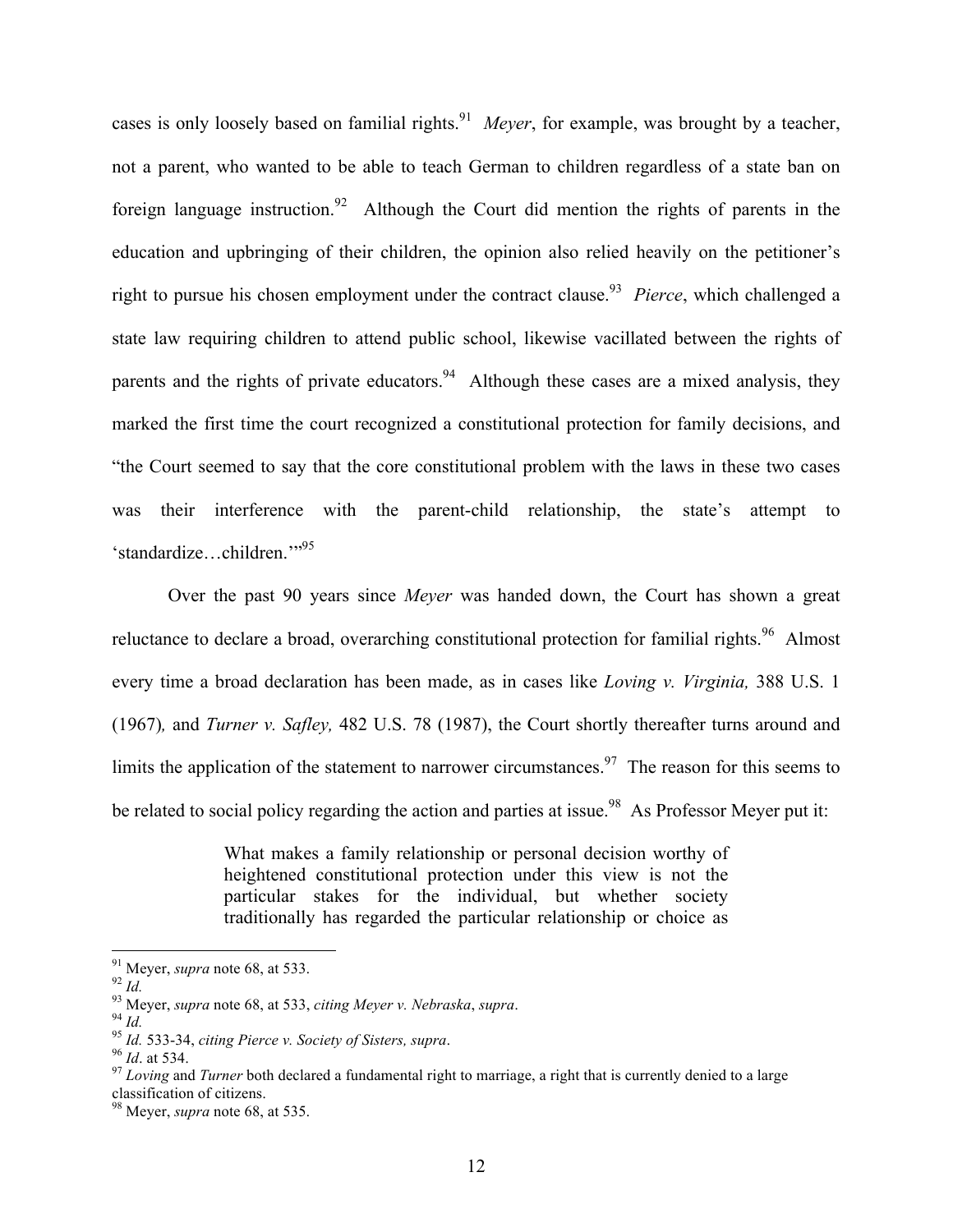cases is only loosely based on familial rights.[91] *Meyer*, for example, was brought by a teacher, not a parent, who wanted to be able to teach German to children regardless of a state ban on foreign language instruction.[92] Although the Court did mention the rights of parents in the education and upbringing of their children, the opinion also relied heavily on the petitioner's right to pursue his chosen employment under the contract clause.[93] *Pierce*, which challenged a state law requiring children to attend public school, likewise vacillated between the rights of parents and the rights of private educators.[94] Although these cases are a mixed analysis, they marked the first time the court recognized a constitutional protection for family decisions, and "the Court seemed to say that the core constitutional problem with the laws in these two cases was their interference with the parent-child relationship, the state's attempt to 'standardize…children.'"[95]

Over the past 90 years since *Meyer* was handed down, the Court has shown a great reluctance to declare a broad, overarching constitutional protection for familial rights.[96] Almost every time a broad declaration has been made, as in cases like *Loving v. Virginia,* 388 U.S. 1 (1967)*,* and *Turner v. Safley,* 482 U.S. 78 (1987), the Court shortly thereafter turns around and limits the application of the statement to narrower circumstances.[97] The reason for this seems to be related to social policy regarding the action and parties at issue.[98] As Professor Meyer put it:

> What makes a family relationship or personal decision worthy of heightened constitutional protection under this view is not the particular stakes for the individual, but whether society traditionally has regarded the particular relationship or choice as

---

[91] Meyer, *supra* note 68, at 533.
[92] *Id.*
[93] Meyer, *supra* note 68, at 533, *citing Meyer v. Nebraska*, *supra*.
[94] *Id.*
[95] *Id.* 533-34, *citing Pierce v. Society of Sisters, supra*.
[96] *Id*. at 534.
[97] *Loving* and *Turner* both declared a fundamental right to marriage, a right that is currently denied to a large classification of citizens.
[98] Meyer, *supra* note 68, at 535.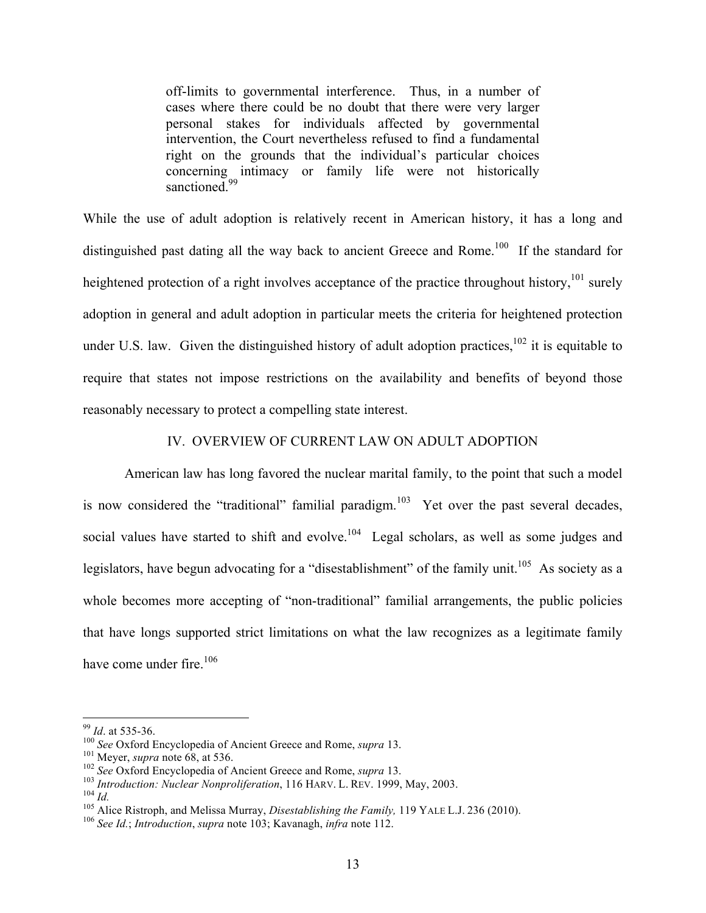> off-limits to governmental interference. Thus, in a number of cases where there could be no doubt that there were very larger personal stakes for individuals affected by governmental intervention, the Court nevertheless refused to find a fundamental right on the grounds that the individual's particular choices concerning intimacy or family life were not historically sanctioned.[99]

While the use of adult adoption is relatively recent in American history, it has a long and distinguished past dating all the way back to ancient Greece and Rome.[100] If the standard for heightened protection of a right involves acceptance of the practice throughout history,[101] surely adoption in general and adult adoption in particular meets the criteria for heightened protection under U.S. law. Given the distinguished history of adult adoption practices,[102] it is equitable to require that states not impose restrictions on the availability and benefits of beyond those reasonably necessary to protect a compelling state interest.

## IV. OVERVIEW OF CURRENT LAW ON ADULT ADOPTION

American law has long favored the nuclear marital family, to the point that such a model is now considered the "traditional" familial paradigm.[103] Yet over the past several decades, social values have started to shift and evolve.[104] Legal scholars, as well as some judges and legislators, have begun advocating for a "disestablishment" of the family unit.[105] As society as a whole becomes more accepting of "non-traditional" familial arrangements, the public policies that have longs supported strict limitations on what the law recognizes as a legitimate family have come under fire.[106]

---

[99] *Id*. at 535-36.

[100] *See* Oxford Encyclopedia of Ancient Greece and Rome, *supra* 13.

[101] Meyer, *supra* note 68, at 536.

[102] *See* Oxford Encyclopedia of Ancient Greece and Rome, *supra* 13.

[103] *Introduction: Nuclear Nonproliferation*, 116 HARV. L. REV. 1999, May, 2003.

[104] *Id.*

[105] Alice Ristroph, and Melissa Murray, *Disestablishing the Family,* 119 YALE L.J. 236 (2010).

[106] *See Id.*; *Introduction*, *supra* note 103; Kavanagh, *infra* note 112.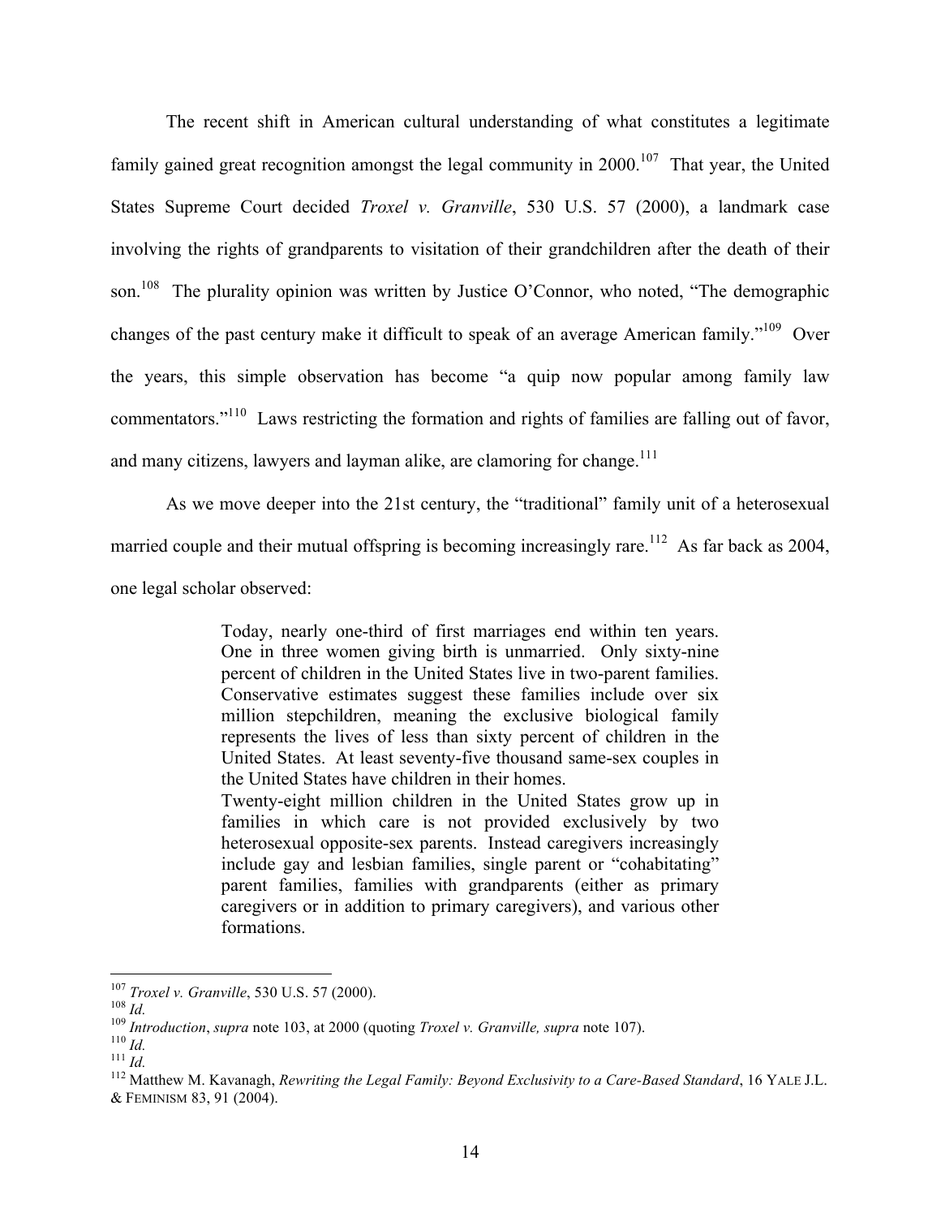The recent shift in American cultural understanding of what constitutes a legitimate family gained great recognition amongst the legal community in 2000.[107] That year, the United States Supreme Court decided *Troxel v. Granville*, 530 U.S. 57 (2000), a landmark case involving the rights of grandparents to visitation of their grandchildren after the death of their son.[108] The plurality opinion was written by Justice O'Connor, who noted, "The demographic changes of the past century make it difficult to speak of an average American family."[109] Over the years, this simple observation has become "a quip now popular among family law commentators."[110] Laws restricting the formation and rights of families are falling out of favor, and many citizens, lawyers and layman alike, are clamoring for change.[111]

As we move deeper into the 21st century, the "traditional" family unit of a heterosexual married couple and their mutual offspring is becoming increasingly rare.[112] As far back as 2004, one legal scholar observed:

> Today, nearly one-third of first marriages end within ten years. One in three women giving birth is unmarried. Only sixty-nine percent of children in the United States live in two-parent families. Conservative estimates suggest these families include over six million stepchildren, meaning the exclusive biological family represents the lives of less than sixty percent of children in the United States. At least seventy-five thousand same-sex couples in the United States have children in their homes.
>
> Twenty-eight million children in the United States grow up in families in which care is not provided exclusively by two heterosexual opposite-sex parents. Instead caregivers increasingly include gay and lesbian families, single parent or "cohabitating" parent families, families with grandparents (either as primary caregivers or in addition to primary caregivers), and various other formations.

---

[107] *Troxel v. Granville*, 530 U.S. 57 (2000).

[108] *Id.*

[109] *Introduction*, *supra* note 103, at 2000 (quoting *Troxel v. Granville, supra* note 107).

[110] *Id.*

[111] *Id.*

[112] Matthew M. Kavanagh, *Rewriting the Legal Family: Beyond Exclusivity to a Care-Based Standard*, 16 YALE J.L. & FEMINISM 83, 91 (2004).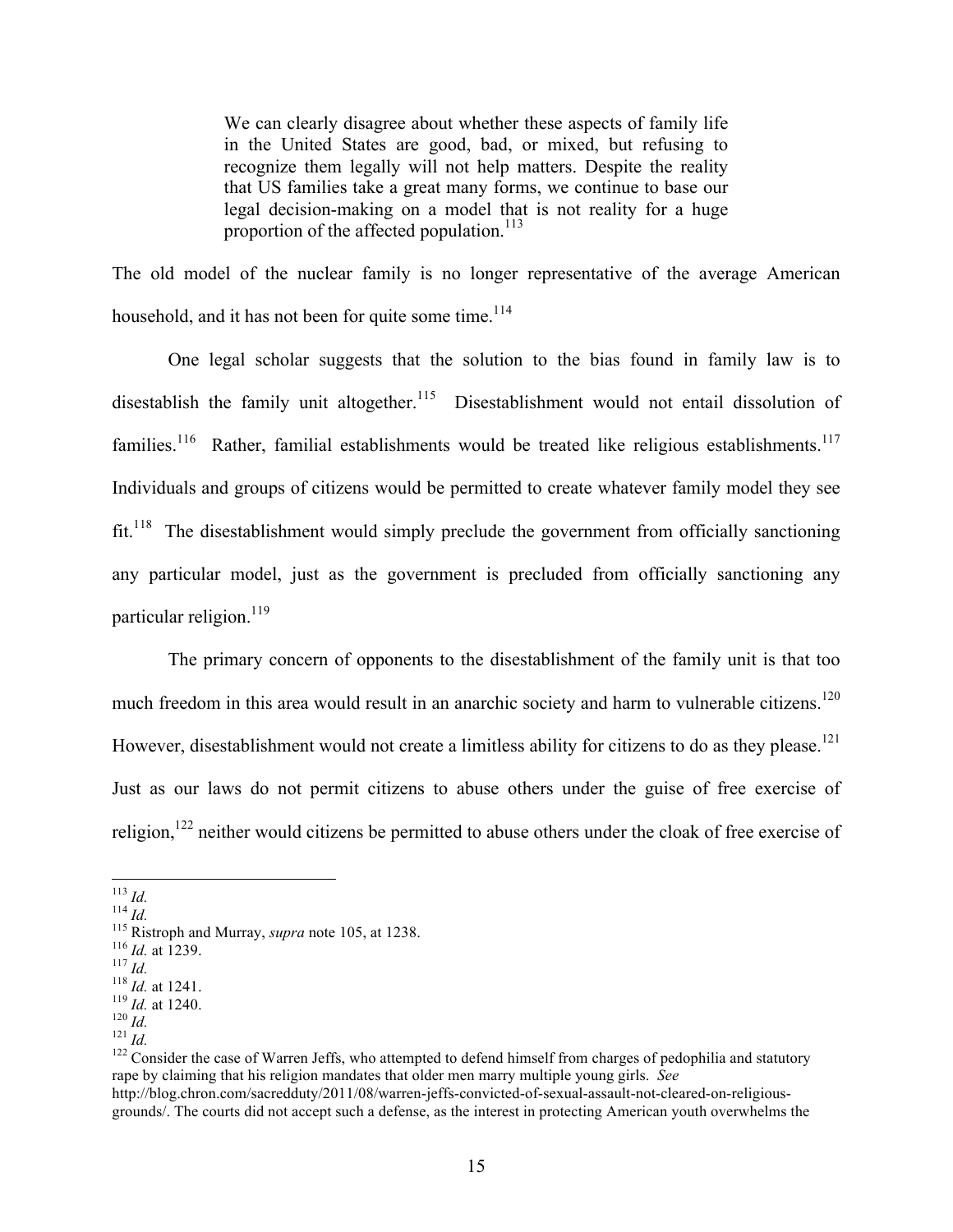> We can clearly disagree about whether these aspects of family life in the United States are good, bad, or mixed, but refusing to recognize them legally will not help matters. Despite the reality that US families take a great many forms, we continue to base our legal decision-making on a model that is not reality for a huge proportion of the affected population.[113]

The old model of the nuclear family is no longer representative of the average American household, and it has not been for quite some time.[114]

One legal scholar suggests that the solution to the bias found in family law is to disestablish the family unit altogether.[115] Disestablishment would not entail dissolution of families.[116] Rather, familial establishments would be treated like religious establishments.[117] Individuals and groups of citizens would be permitted to create whatever family model they see fit.[118] The disestablishment would simply preclude the government from officially sanctioning any particular model, just as the government is precluded from officially sanctioning any particular religion.[119]

The primary concern of opponents to the disestablishment of the family unit is that too much freedom in this area would result in an anarchic society and harm to vulnerable citizens.[120] However, disestablishment would not create a limitless ability for citizens to do as they please.[121] Just as our laws do not permit citizens to abuse others under the guise of free exercise of religion,[122] neither would citizens be permitted to abuse others under the cloak of free exercise of

---

[113] *Id.*

[114] *Id.*

[115] Ristroph and Murray, *supra* note 105, at 1238.

[116] *Id.* at 1239.

[117] *Id.*

[118] *Id.* at 1241.

[119] *Id.* at 1240.

[120] *Id.*

[121] *Id.*

[122] Consider the case of Warren Jeffs, who attempted to defend himself from charges of pedophilia and statutory rape by claiming that his religion mandates that older men marry multiple young girls. *See* http://blog.chron.com/sacredduty/2011/08/warren-jeffs-convicted-of-sexual-assault-not-cleared-on-religious-grounds/. The courts did not accept such a defense, as the interest in protecting American youth overwhelms the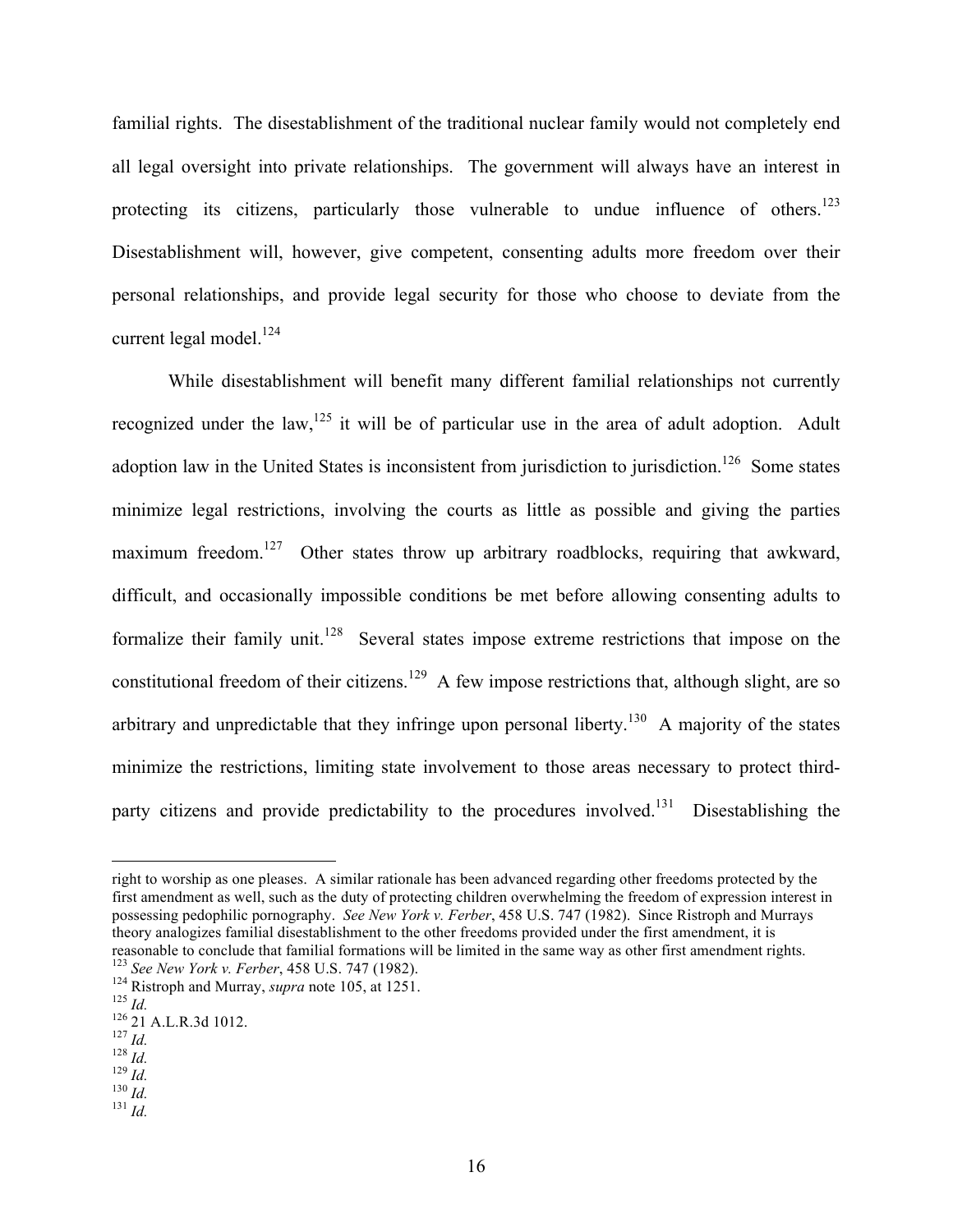familial rights. The disestablishment of the traditional nuclear family would not completely end all legal oversight into private relationships. The government will always have an interest in protecting its citizens, particularly those vulnerable to undue influence of others.[123] Disestablishment will, however, give competent, consenting adults more freedom over their personal relationships, and provide legal security for those who choose to deviate from the current legal model.[124]

While disestablishment will benefit many different familial relationships not currently recognized under the law,[125] it will be of particular use in the area of adult adoption. Adult adoption law in the United States is inconsistent from jurisdiction to jurisdiction.[126] Some states minimize legal restrictions, involving the courts as little as possible and giving the parties maximum freedom.[127] Other states throw up arbitrary roadblocks, requiring that awkward, difficult, and occasionally impossible conditions be met before allowing consenting adults to formalize their family unit.[128] Several states impose extreme restrictions that impose on the constitutional freedom of their citizens.[129] A few impose restrictions that, although slight, are so arbitrary and unpredictable that they infringe upon personal liberty.[130] A majority of the states minimize the restrictions, limiting state involvement to those areas necessary to protect third-party citizens and provide predictability to the procedures involved.[131] Disestablishing the

---

right to worship as one pleases. A similar rationale has been advanced regarding other freedoms protected by the first amendment as well, such as the duty of protecting children overwhelming the freedom of expression interest in possessing pedophilic pornography. *See New York v. Ferber*, 458 U.S. 747 (1982). Since Ristroph and Murrays theory analogizes familial disestablishment to the other freedoms provided under the first amendment, it is reasonable to conclude that familial formations will be limited in the same way as other first amendment rights.

[123] *See New York v. Ferber*, 458 U.S. 747 (1982).

[124] Ristroph and Murray, *supra* note 105, at 1251.

[125] *Id.*

[126] 21 A.L.R.3d 1012.

[127] *Id.*

[128] *Id.*

[129] *Id.*

[130] *Id.*

[131] *Id.*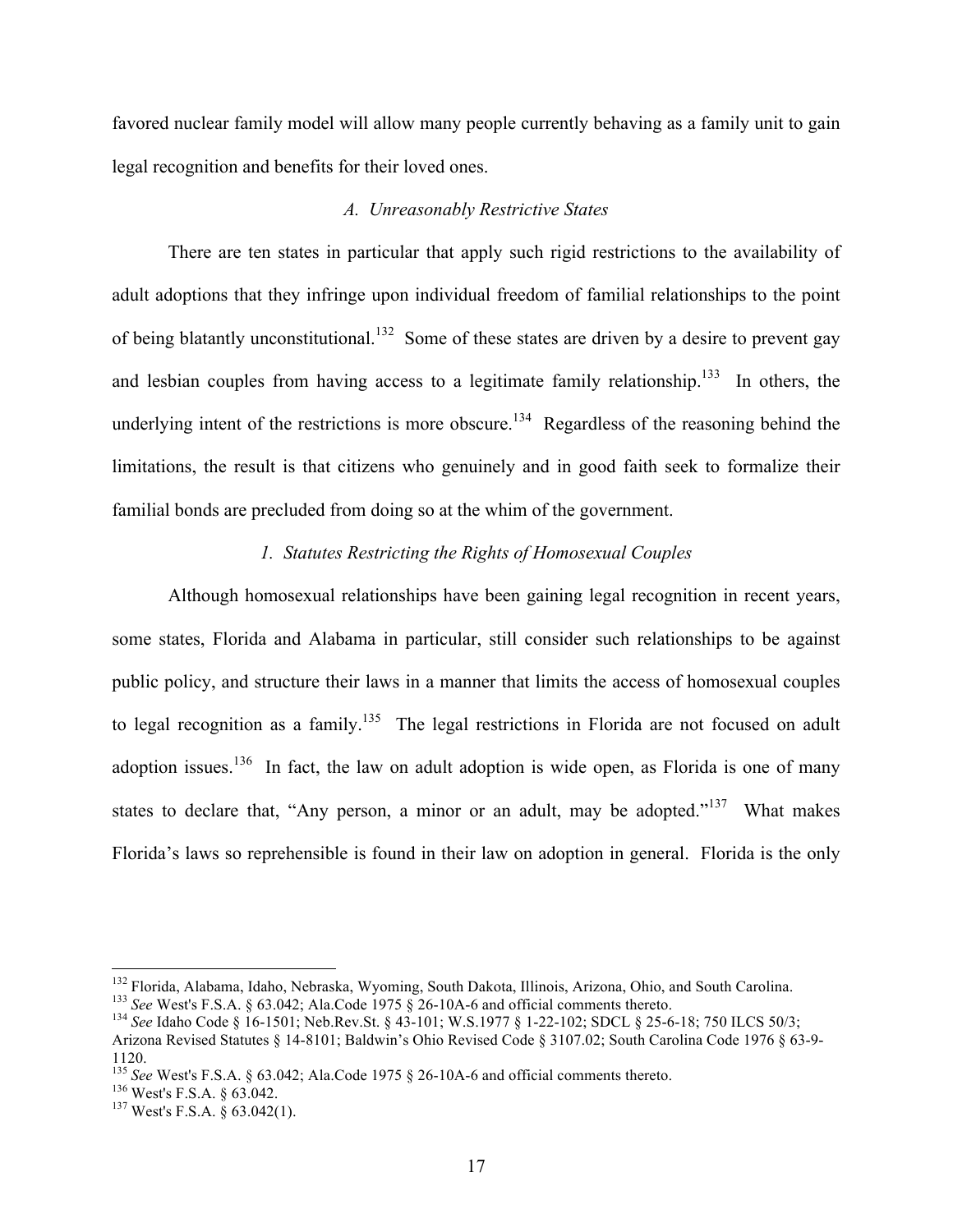favored nuclear family model will allow many people currently behaving as a family unit to gain legal recognition and benefits for their loved ones.

### *A. Unreasonably Restrictive States*

There are ten states in particular that apply such rigid restrictions to the availability of adult adoptions that they infringe upon individual freedom of familial relationships to the point of being blatantly unconstitutional.[132] Some of these states are driven by a desire to prevent gay and lesbian couples from having access to a legitimate family relationship.[133] In others, the underlying intent of the restrictions is more obscure.[134] Regardless of the reasoning behind the limitations, the result is that citizens who genuinely and in good faith seek to formalize their familial bonds are precluded from doing so at the whim of the government.

#### *1. Statutes Restricting the Rights of Homosexual Couples*

Although homosexual relationships have been gaining legal recognition in recent years, some states, Florida and Alabama in particular, still consider such relationships to be against public policy, and structure their laws in a manner that limits the access of homosexual couples to legal recognition as a family.[135] The legal restrictions in Florida are not focused on adult adoption issues.[136] In fact, the law on adult adoption is wide open, as Florida is one of many states to declare that, "Any person, a minor or an adult, may be adopted."[137] What makes Florida's laws so reprehensible is found in their law on adoption in general. Florida is the only

---

[132] Florida, Alabama, Idaho, Nebraska, Wyoming, South Dakota, Illinois, Arizona, Ohio, and South Carolina.

[133] *See* West's F.S.A. § 63.042; Ala.Code 1975 § 26-10A-6 and official comments thereto.

[134] *See* Idaho Code § 16-1501; Neb.Rev.St. § 43-101; W.S.1977 § 1-22-102; SDCL § 25-6-18; 750 ILCS 50/3; Arizona Revised Statutes § 14-8101; Baldwin's Ohio Revised Code § 3107.02; South Carolina Code 1976 § 63-9-1120.

[135] *See* West's F.S.A. § 63.042; Ala.Code 1975 § 26-10A-6 and official comments thereto.

[136] West's F.S.A. § 63.042.

[137] West's F.S.A. § 63.042(1).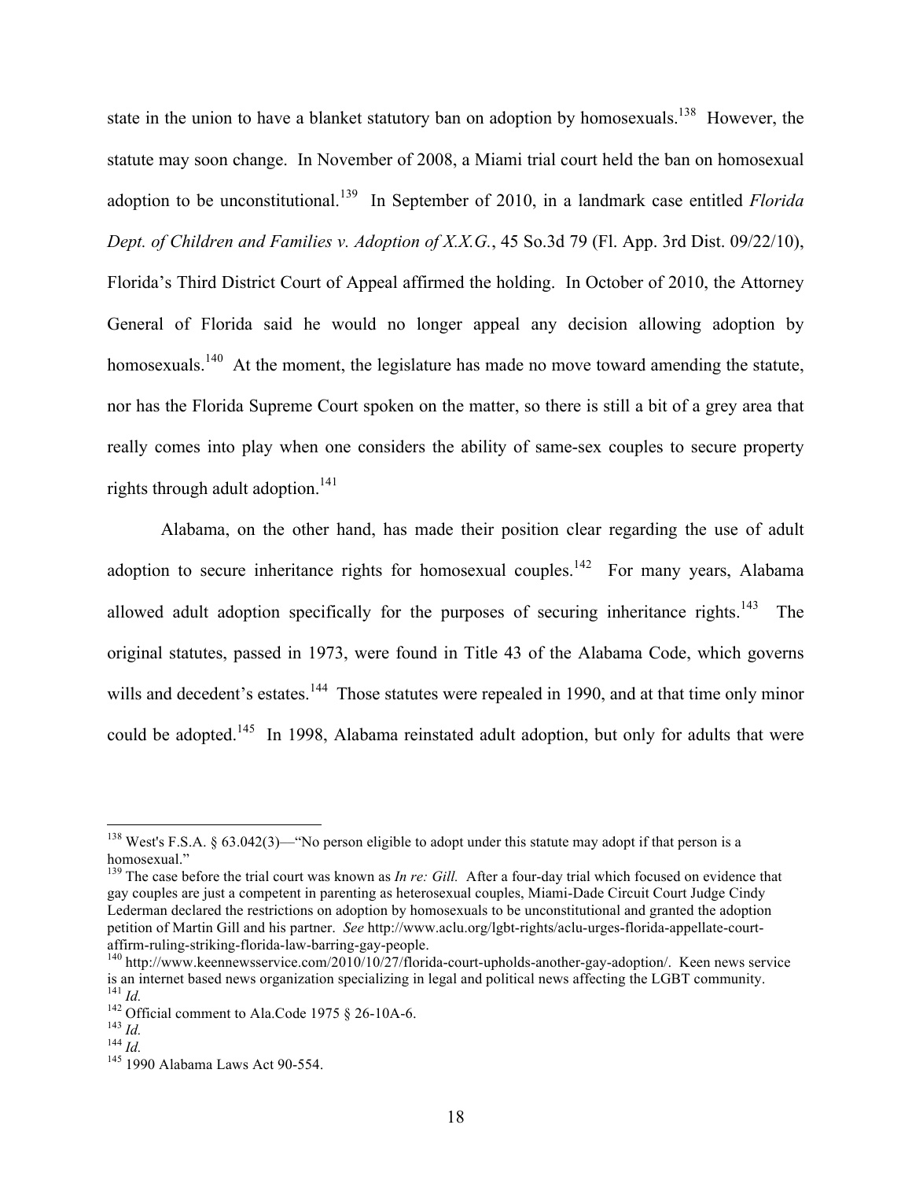state in the union to have a blanket statutory ban on adoption by homosexuals.[138] However, the statute may soon change. In November of 2008, a Miami trial court held the ban on homosexual adoption to be unconstitutional.[139] In September of 2010, in a landmark case entitled *Florida Dept. of Children and Families v. Adoption of X.X.G.*, 45 So.3d 79 (Fl. App. 3rd Dist. 09/22/10), Florida's Third District Court of Appeal affirmed the holding. In October of 2010, the Attorney General of Florida said he would no longer appeal any decision allowing adoption by homosexuals.[140] At the moment, the legislature has made no move toward amending the statute, nor has the Florida Supreme Court spoken on the matter, so there is still a bit of a grey area that really comes into play when one considers the ability of same-sex couples to secure property rights through adult adoption.[141]

Alabama, on the other hand, has made their position clear regarding the use of adult adoption to secure inheritance rights for homosexual couples.[142] For many years, Alabama allowed adult adoption specifically for the purposes of securing inheritance rights.[143] The original statutes, passed in 1973, were found in Title 43 of the Alabama Code, which governs wills and decedent's estates.[144] Those statutes were repealed in 1990, and at that time only minor could be adopted.[145] In 1998, Alabama reinstated adult adoption, but only for adults that were

---

[138] West's F.S.A. § 63.042(3)—"No person eligible to adopt under this statute may adopt if that person is a homosexual."

[139] The case before the trial court was known as *In re: Gill.* After a four-day trial which focused on evidence that gay couples are just a competent in parenting as heterosexual couples, Miami-Dade Circuit Court Judge Cindy Lederman declared the restrictions on adoption by homosexuals to be unconstitutional and granted the adoption petition of Martin Gill and his partner. *See* http://www.aclu.org/lgbt-rights/aclu-urges-florida-appellate-court-affirm-ruling-striking-florida-law-barring-gay-people.

[140] http://www.keennewsservice.com/2010/10/27/florida-court-upholds-another-gay-adoption/. Keen news service is an internet based news organization specializing in legal and political news affecting the LGBT community.

[141] *Id.*

[142] Official comment to Ala.Code 1975 § 26-10A-6.

[143] *Id.*

[144] *Id.*

[145] 1990 Alabama Laws Act 90-554.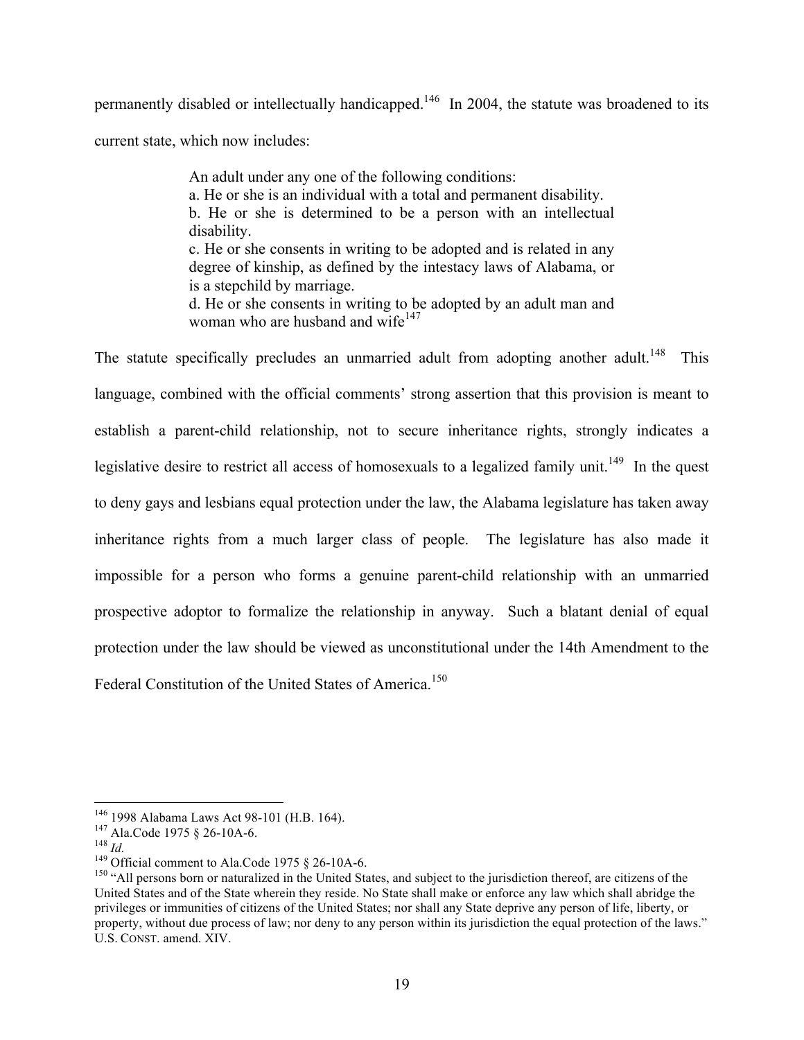permanently disabled or intellectually handicapped.[146] In 2004, the statute was broadened to its current state, which now includes:

> An adult under any one of the following conditions:
> a. He or she is an individual with a total and permanent disability.
> b. He or she is determined to be a person with an intellectual disability.
> c. He or she consents in writing to be adopted and is related in any degree of kinship, as defined by the intestacy laws of Alabama, or is a stepchild by marriage.
> d. He or she consents in writing to be adopted by an adult man and woman who are husband and wife[147]

The statute specifically precludes an unmarried adult from adopting another adult.[148] This language, combined with the official comments' strong assertion that this provision is meant to establish a parent-child relationship, not to secure inheritance rights, strongly indicates a legislative desire to restrict all access of homosexuals to a legalized family unit.[149] In the quest to deny gays and lesbians equal protection under the law, the Alabama legislature has taken away inheritance rights from a much larger class of people. The legislature has also made it impossible for a person who forms a genuine parent-child relationship with an unmarried prospective adoptor to formalize the relationship in anyway. Such a blatant denial of equal protection under the law should be viewed as unconstitutional under the 14th Amendment to the Federal Constitution of the United States of America.[150]

---

[146] 1998 Alabama Laws Act 98-101 (H.B. 164).

[147] Ala.Code 1975 § 26-10A-6.

[148] *Id.*

[149] Official comment to Ala.Code 1975 § 26-10A-6.

[150] "All persons born or naturalized in the United States, and subject to the jurisdiction thereof, are citizens of the United States and of the State wherein they reside. No State shall make or enforce any law which shall abridge the privileges or immunities of citizens of the United States; nor shall any State deprive any person of life, liberty, or property, without due process of law; nor deny to any person within its jurisdiction the equal protection of the laws." U.S. CONST. amend. XIV.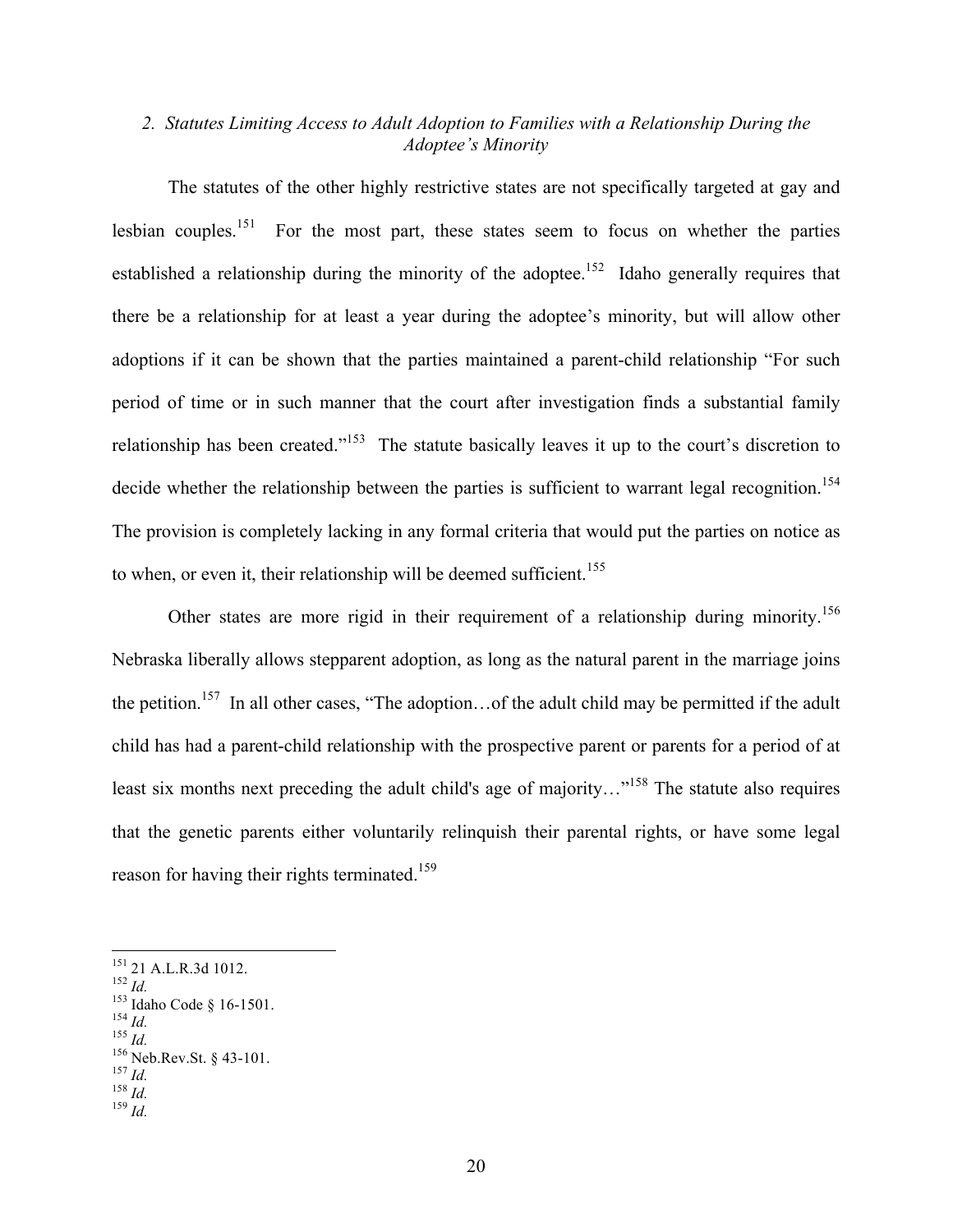### *2. Statutes Limiting Access to Adult Adoption to Families with a Relationship During the Adoptee's Minority*

The statutes of the other highly restrictive states are not specifically targeted at gay and lesbian couples.[151] For the most part, these states seem to focus on whether the parties established a relationship during the minority of the adoptee.[152] Idaho generally requires that there be a relationship for at least a year during the adoptee's minority, but will allow other adoptions if it can be shown that the parties maintained a parent-child relationship "For such period of time or in such manner that the court after investigation finds a substantial family relationship has been created."[153] The statute basically leaves it up to the court's discretion to decide whether the relationship between the parties is sufficient to warrant legal recognition.[154] The provision is completely lacking in any formal criteria that would put the parties on notice as to when, or even it, their relationship will be deemed sufficient.[155]

Other states are more rigid in their requirement of a relationship during minority.[156] Nebraska liberally allows stepparent adoption, as long as the natural parent in the marriage joins the petition.[157] In all other cases, "The adoption…of the adult child may be permitted if the adult child has had a parent-child relationship with the prospective parent or parents for a period of at least six months next preceding the adult child's age of majority…"[158] The statute also requires that the genetic parents either voluntarily relinquish their parental rights, or have some legal reason for having their rights terminated.[159]

---

[151] 21 A.L.R.3d 1012.
[152] *Id.*
[153] Idaho Code § 16-1501.
[154] *Id.*
[155] *Id.*
[156] Neb.Rev.St. § 43-101.
[157] *Id.*
[158] *Id.*
[159] *Id.*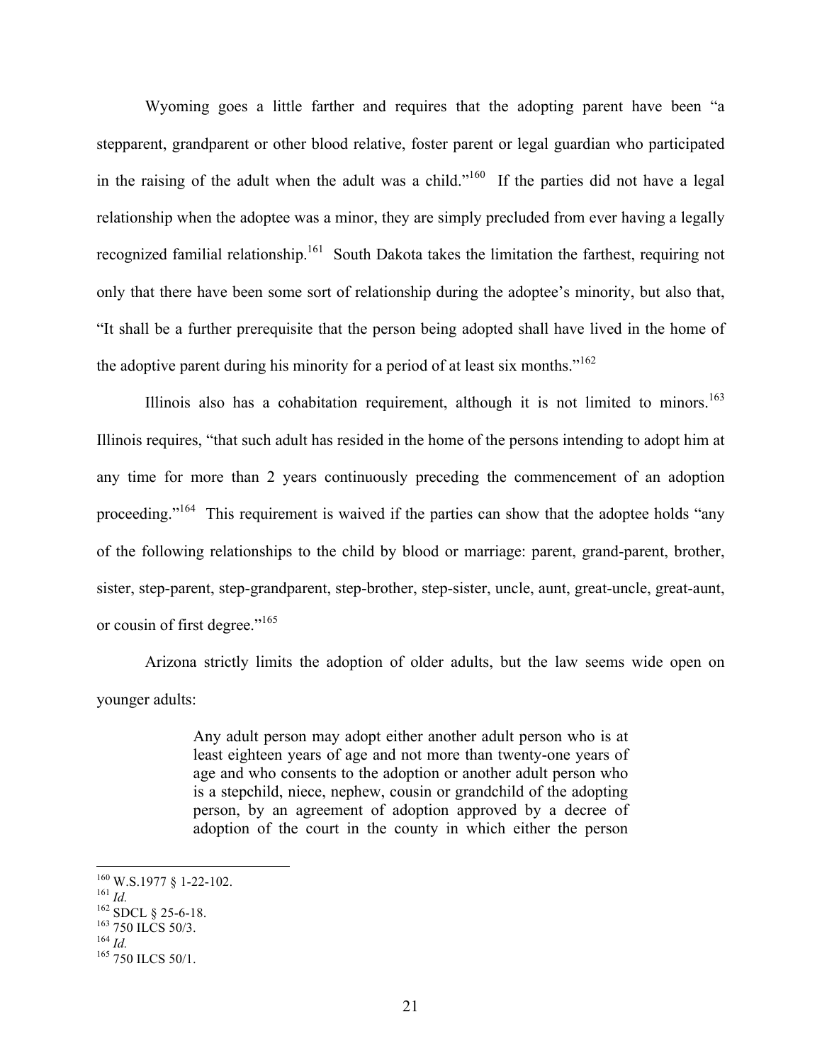Wyoming goes a little farther and requires that the adopting parent have been "a stepparent, grandparent or other blood relative, foster parent or legal guardian who participated in the raising of the adult when the adult was a child."[160] If the parties did not have a legal relationship when the adoptee was a minor, they are simply precluded from ever having a legally recognized familial relationship.[161] South Dakota takes the limitation the farthest, requiring not only that there have been some sort of relationship during the adoptee's minority, but also that, "It shall be a further prerequisite that the person being adopted shall have lived in the home of the adoptive parent during his minority for a period of at least six months."[162]

Illinois also has a cohabitation requirement, although it is not limited to minors.[163] Illinois requires, "that such adult has resided in the home of the persons intending to adopt him at any time for more than 2 years continuously preceding the commencement of an adoption proceeding."[164] This requirement is waived if the parties can show that the adoptee holds "any of the following relationships to the child by blood or marriage: parent, grand-parent, brother, sister, step-parent, step-grandparent, step-brother, step-sister, uncle, aunt, great-uncle, great-aunt, or cousin of first degree."[165]

Arizona strictly limits the adoption of older adults, but the law seems wide open on younger adults:

> Any adult person may adopt either another adult person who is at least eighteen years of age and not more than twenty-one years of age and who consents to the adoption or another adult person who is a stepchild, niece, nephew, cousin or grandchild of the adopting person, by an agreement of adoption approved by a decree of adoption of the court in the county in which either the person

---

[160] W.S.1977 § 1-22-102.
[161] *Id.*
[162] SDCL § 25-6-18.
[163] 750 ILCS 50/3.
[164] *Id.*
[165] 750 ILCS 50/1.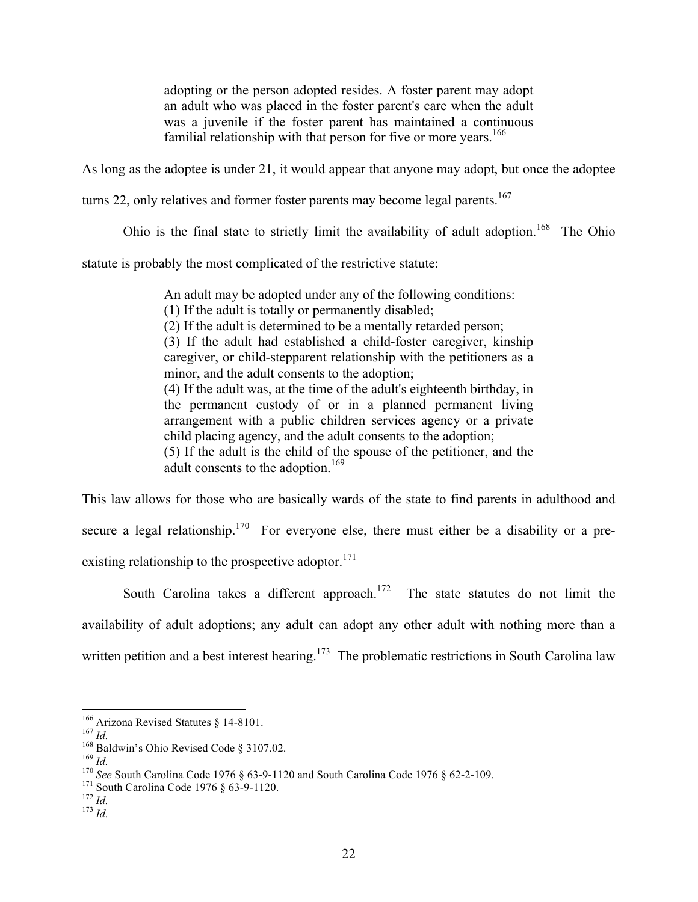> adopting or the person adopted resides. A foster parent may adopt an adult who was placed in the foster parent's care when the adult was a juvenile if the foster parent has maintained a continuous familial relationship with that person for five or more years.[166]

As long as the adoptee is under 21, it would appear that anyone may adopt, but once the adoptee turns 22, only relatives and former foster parents may become legal parents.[167]

Ohio is the final state to strictly limit the availability of adult adoption.[168] The Ohio statute is probably the most complicated of the restrictive statute:

> An adult may be adopted under any of the following conditions:
> (1) If the adult is totally or permanently disabled;
> (2) If the adult is determined to be a mentally retarded person;
> (3) If the adult had established a child-foster caregiver, kinship caregiver, or child-stepparent relationship with the petitioners as a minor, and the adult consents to the adoption;
> (4) If the adult was, at the time of the adult's eighteenth birthday, in the permanent custody of or in a planned permanent living arrangement with a public children services agency or a private child placing agency, and the adult consents to the adoption;
> (5) If the adult is the child of the spouse of the petitioner, and the adult consents to the adoption.[169]

This law allows for those who are basically wards of the state to find parents in adulthood and secure a legal relationship.[170] For everyone else, there must either be a disability or a pre-existing relationship to the prospective adoptor.[171]

South Carolina takes a different approach.[172] The state statutes do not limit the availability of adult adoptions; any adult can adopt any other adult with nothing more than a written petition and a best interest hearing.[173] The problematic restrictions in South Carolina law

---

[166] Arizona Revised Statutes § 14-8101.
[167] *Id.*
[168] Baldwin's Ohio Revised Code § 3107.02.
[169] *Id.*
[170] *See* South Carolina Code 1976 § 63-9-1120 and South Carolina Code 1976 § 62-2-109.
[171] South Carolina Code 1976 § 63-9-1120.
[172] *Id.*
[173] *Id.*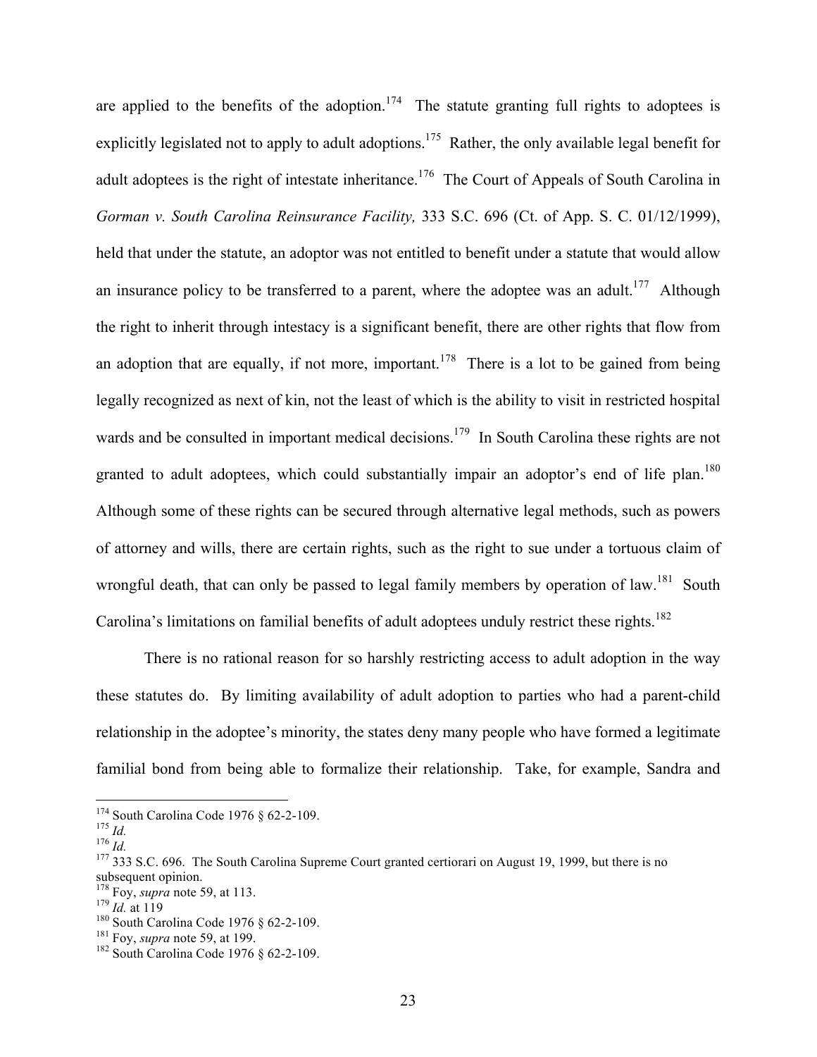are applied to the benefits of the adoption.[174] The statute granting full rights to adoptees is explicitly legislated not to apply to adult adoptions.[175] Rather, the only available legal benefit for adult adoptees is the right of intestate inheritance.[176] The Court of Appeals of South Carolina in *Gorman v. South Carolina Reinsurance Facility,* 333 S.C. 696 (Ct. of App. S. C. 01/12/1999), held that under the statute, an adoptor was not entitled to benefit under a statute that would allow an insurance policy to be transferred to a parent, where the adoptee was an adult.[177] Although the right to inherit through intestacy is a significant benefit, there are other rights that flow from an adoption that are equally, if not more, important.[178] There is a lot to be gained from being legally recognized as next of kin, not the least of which is the ability to visit in restricted hospital wards and be consulted in important medical decisions.[179] In South Carolina these rights are not granted to adult adoptees, which could substantially impair an adoptor's end of life plan.[180] Although some of these rights can be secured through alternative legal methods, such as powers of attorney and wills, there are certain rights, such as the right to sue under a tortuous claim of wrongful death, that can only be passed to legal family members by operation of law.[181] South Carolina's limitations on familial benefits of adult adoptees unduly restrict these rights.[182]

There is no rational reason for so harshly restricting access to adult adoption in the way these statutes do. By limiting availability of adult adoption to parties who had a parent-child relationship in the adoptee's minority, the states deny many people who have formed a legitimate familial bond from being able to formalize their relationship. Take, for example, Sandra and

---

[174] South Carolina Code 1976 § 62-2-109.
[175] *Id.*
[176] *Id.*
[177] 333 S.C. 696. The South Carolina Supreme Court granted certiorari on August 19, 1999, but there is no subsequent opinion.
[178] Foy, *supra* note 59, at 113.
[179] *Id.* at 119
[180] South Carolina Code 1976 § 62-2-109.
[181] Foy, *supra* note 59, at 199.
[182] South Carolina Code 1976 § 62-2-109.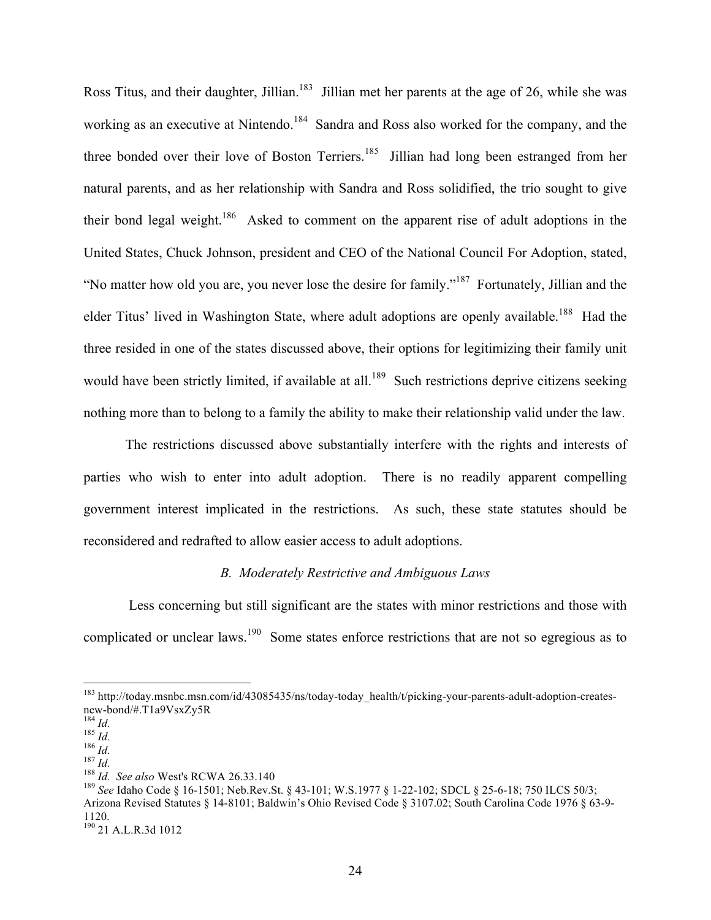Ross Titus, and their daughter, Jillian.[183] Jillian met her parents at the age of 26, while she was working as an executive at Nintendo.[184] Sandra and Ross also worked for the company, and the three bonded over their love of Boston Terriers.[185] Jillian had long been estranged from her natural parents, and as her relationship with Sandra and Ross solidified, the trio sought to give their bond legal weight.[186] Asked to comment on the apparent rise of adult adoptions in the United States, Chuck Johnson, president and CEO of the National Council For Adoption, stated, "No matter how old you are, you never lose the desire for family."[187] Fortunately, Jillian and the elder Titus' lived in Washington State, where adult adoptions are openly available.[188] Had the three resided in one of the states discussed above, their options for legitimizing their family unit would have been strictly limited, if available at all.[189] Such restrictions deprive citizens seeking nothing more than to belong to a family the ability to make their relationship valid under the law.

The restrictions discussed above substantially interfere with the rights and interests of parties who wish to enter into adult adoption. There is no readily apparent compelling government interest implicated in the restrictions. As such, these state statutes should be reconsidered and redrafted to allow easier access to adult adoptions.

### *B. Moderately Restrictive and Ambiguous Laws*

Less concerning but still significant are the states with minor restrictions and those with complicated or unclear laws.[190] Some states enforce restrictions that are not so egregious as to

---

[183] http://today.msnbc.msn.com/id/43085435/ns/today-today_health/t/picking-your-parents-adult-adoption-creates-new-bond/#.T1a9VsxZy5R

[184] *Id.*

[185] *Id.*

[186] *Id.*

[187] *Id.*

[188] *Id. See also* West's RCWA 26.33.140

[189] *See* Idaho Code § 16-1501; Neb.Rev.St. § 43-101; W.S.1977 § 1-22-102; SDCL § 25-6-18; 750 ILCS 50/3; Arizona Revised Statutes § 14-8101; Baldwin's Ohio Revised Code § 3107.02; South Carolina Code 1976 § 63-9-1120.

[190] 21 A.L.R.3d 1012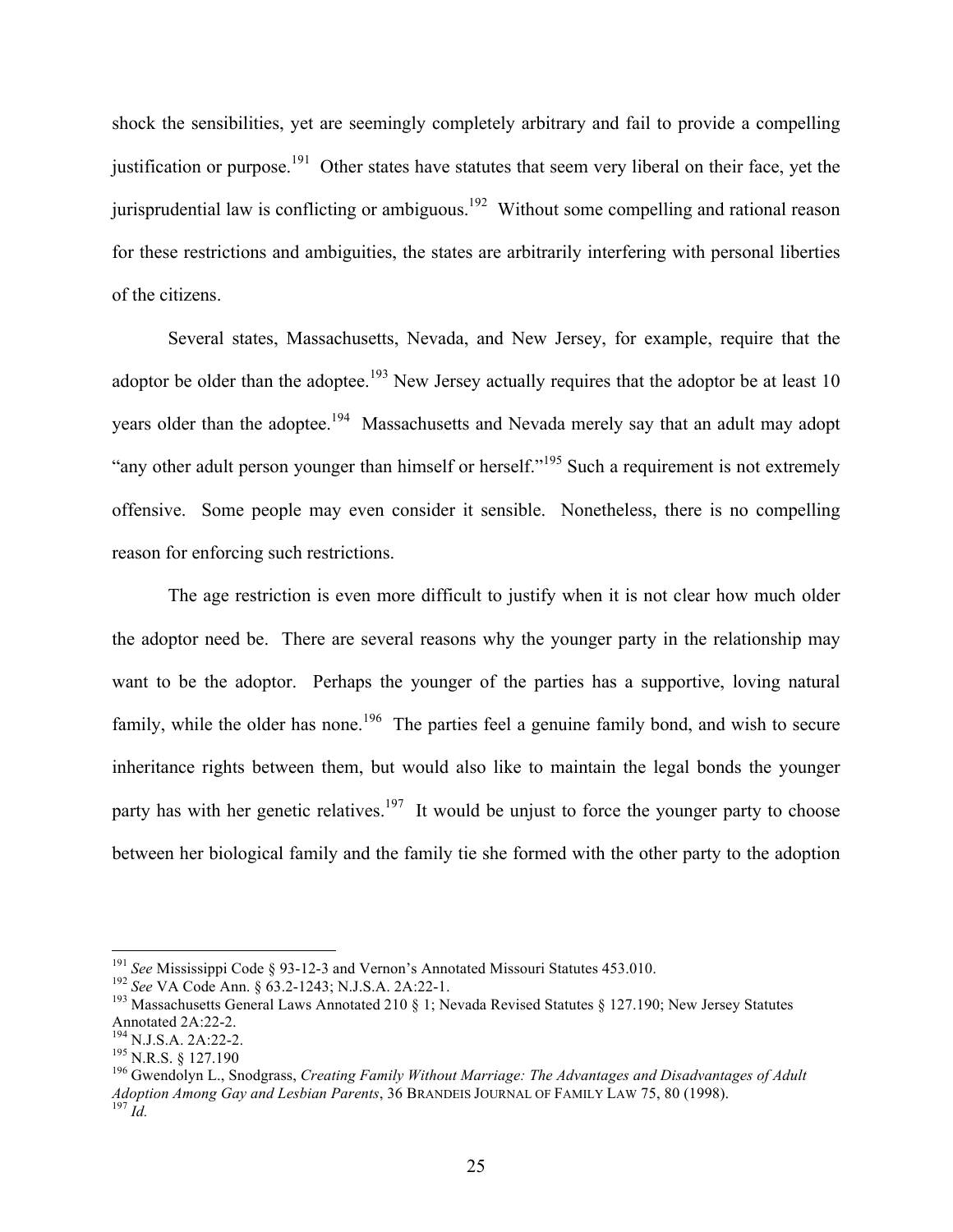shock the sensibilities, yet are seemingly completely arbitrary and fail to provide a compelling justification or purpose.[191] Other states have statutes that seem very liberal on their face, yet the jurisprudential law is conflicting or ambiguous.[192] Without some compelling and rational reason for these restrictions and ambiguities, the states are arbitrarily interfering with personal liberties of the citizens.

Several states, Massachusetts, Nevada, and New Jersey, for example, require that the adoptor be older than the adoptee.[193] New Jersey actually requires that the adoptor be at least 10 years older than the adoptee.[194] Massachusetts and Nevada merely say that an adult may adopt "any other adult person younger than himself or herself."[195] Such a requirement is not extremely offensive. Some people may even consider it sensible. Nonetheless, there is no compelling reason for enforcing such restrictions.

The age restriction is even more difficult to justify when it is not clear how much older the adoptor need be. There are several reasons why the younger party in the relationship may want to be the adoptor. Perhaps the younger of the parties has a supportive, loving natural family, while the older has none.[196] The parties feel a genuine family bond, and wish to secure inheritance rights between them, but would also like to maintain the legal bonds the younger party has with her genetic relatives.[197] It would be unjust to force the younger party to choose between her biological family and the family tie she formed with the other party to the adoption

---

[191] *See* Mississippi Code § 93-12-3 and Vernon's Annotated Missouri Statutes 453.010.

[192] *See* VA Code Ann. § 63.2-1243; N.J.S.A. 2A:22-1.

[193] Massachusetts General Laws Annotated 210 § 1; Nevada Revised Statutes § 127.190; New Jersey Statutes Annotated 2A:22-2.

[194] N.J.S.A. 2A:22-2.

[195] N.R.S. § 127.190

[196] Gwendolyn L., Snodgrass, *Creating Family Without Marriage: The Advantages and Disadvantages of Adult Adoption Among Gay and Lesbian Parents*, 36 BRANDEIS JOURNAL OF FAMILY LAW 75, 80 (1998).

[197] *Id.*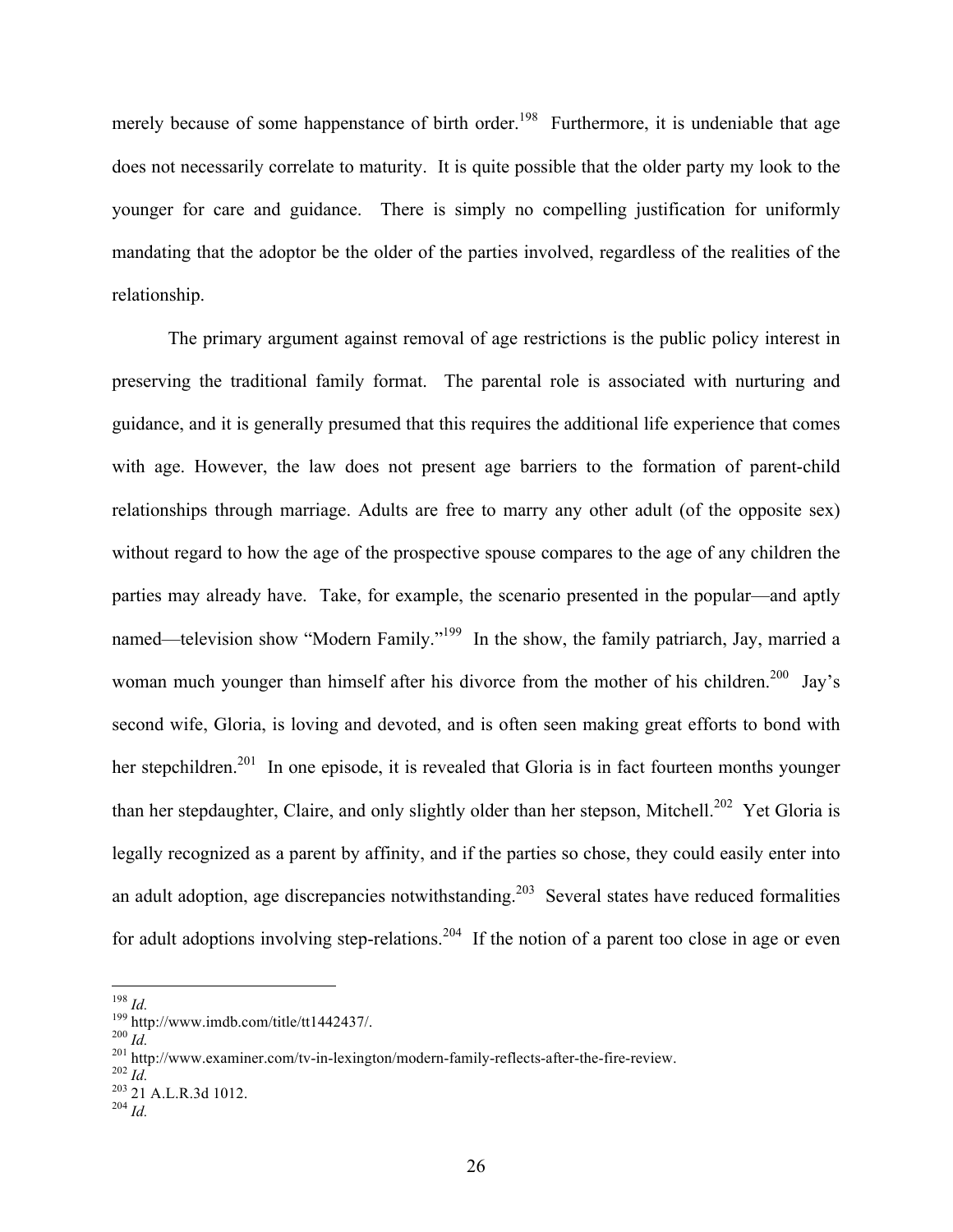merely because of some happenstance of birth order.[198] Furthermore, it is undeniable that age does not necessarily correlate to maturity. It is quite possible that the older party my look to the younger for care and guidance. There is simply no compelling justification for uniformly mandating that the adoptor be the older of the parties involved, regardless of the realities of the relationship.

The primary argument against removal of age restrictions is the public policy interest in preserving the traditional family format. The parental role is associated with nurturing and guidance, and it is generally presumed that this requires the additional life experience that comes with age. However, the law does not present age barriers to the formation of parent-child relationships through marriage. Adults are free to marry any other adult (of the opposite sex) without regard to how the age of the prospective spouse compares to the age of any children the parties may already have. Take, for example, the scenario presented in the popular—and aptly named—television show "Modern Family."[199] In the show, the family patriarch, Jay, married a woman much younger than himself after his divorce from the mother of his children.[200] Jay's second wife, Gloria, is loving and devoted, and is often seen making great efforts to bond with her stepchildren.[201] In one episode, it is revealed that Gloria is in fact fourteen months younger than her stepdaughter, Claire, and only slightly older than her stepson, Mitchell.[202] Yet Gloria is legally recognized as a parent by affinity, and if the parties so chose, they could easily enter into an adult adoption, age discrepancies notwithstanding.[203] Several states have reduced formalities for adult adoptions involving step-relations.[204] If the notion of a parent too close in age or even

---

[198] *Id.*
[199] http://www.imdb.com/title/tt1442437/.
[200] *Id.*
[201] http://www.examiner.com/tv-in-lexington/modern-family-reflects-after-the-fire-review.
[202] *Id.*
[203] 21 A.L.R.3d 1012.
[204] *Id.*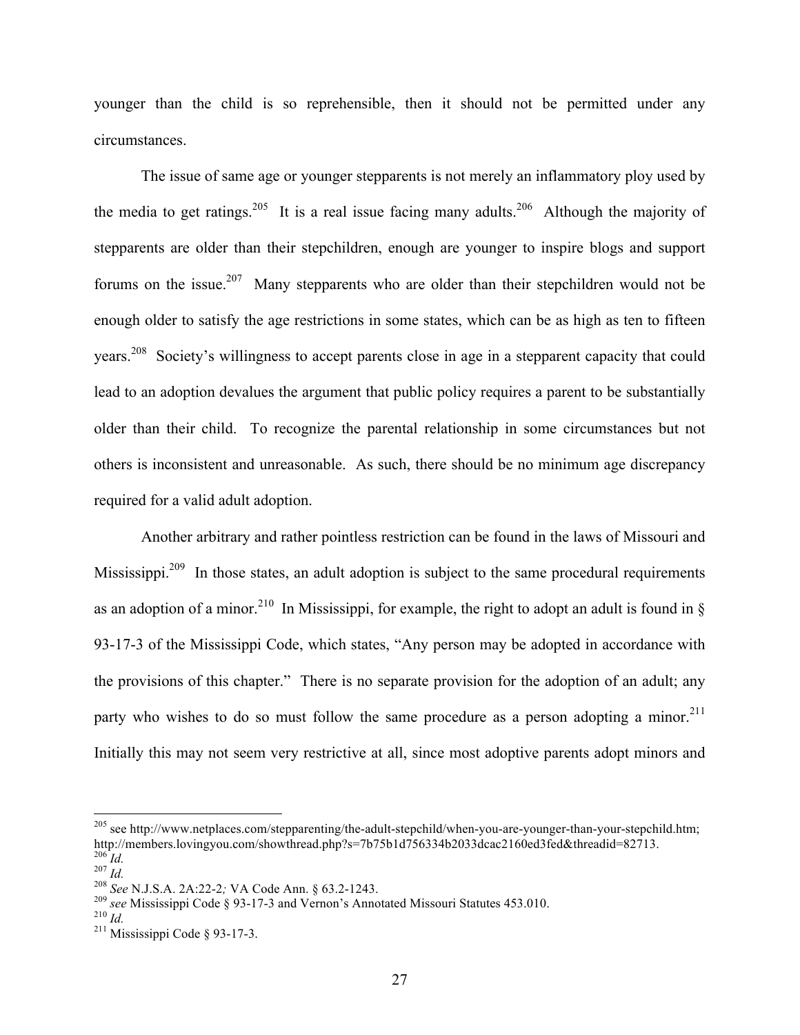younger than the child is so reprehensible, then it should not be permitted under any circumstances.

The issue of same age or younger stepparents is not merely an inflammatory ploy used by the media to get ratings.[205] It is a real issue facing many adults.[206] Although the majority of stepparents are older than their stepchildren, enough are younger to inspire blogs and support forums on the issue.[207] Many stepparents who are older than their stepchildren would not be enough older to satisfy the age restrictions in some states, which can be as high as ten to fifteen years.[208] Society's willingness to accept parents close in age in a stepparent capacity that could lead to an adoption devalues the argument that public policy requires a parent to be substantially older than their child. To recognize the parental relationship in some circumstances but not others is inconsistent and unreasonable. As such, there should be no minimum age discrepancy required for a valid adult adoption.

Another arbitrary and rather pointless restriction can be found in the laws of Missouri and Mississippi.[209] In those states, an adult adoption is subject to the same procedural requirements as an adoption of a minor.[210] In Mississippi, for example, the right to adopt an adult is found in § 93-17-3 of the Mississippi Code, which states, "Any person may be adopted in accordance with the provisions of this chapter." There is no separate provision for the adoption of an adult; any party who wishes to do so must follow the same procedure as a person adopting a minor.[211] Initially this may not seem very restrictive at all, since most adoptive parents adopt minors and

---

[205] see http://www.netplaces.com/stepparenting/the-adult-stepchild/when-you-are-younger-than-your-stepchild.htm; http://members.lovingyou.com/showthread.php?s=7b75b1d756334b2033dcac2160ed3fed&threadid=82713.

[206] *Id.*

[207] *Id.*

[208] *See* N.J.S.A. 2A:22-2*;* VA Code Ann. § 63.2-1243.

[209] *see* Mississippi Code § 93-17-3 and Vernon's Annotated Missouri Statutes 453.010.

[210] *Id.*

[211] Mississippi Code § 93-17-3.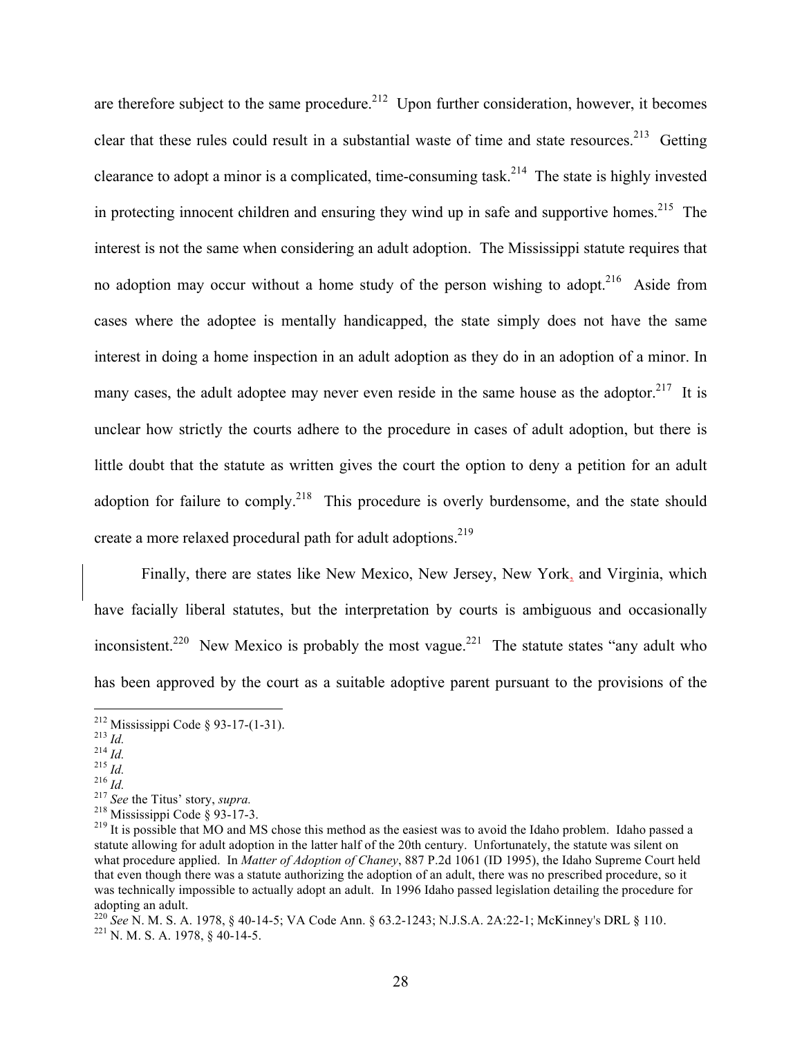are therefore subject to the same procedure.[212] Upon further consideration, however, it becomes clear that these rules could result in a substantial waste of time and state resources.[213] Getting clearance to adopt a minor is a complicated, time-consuming task.[214] The state is highly invested in protecting innocent children and ensuring they wind up in safe and supportive homes.[215] The interest is not the same when considering an adult adoption. The Mississippi statute requires that no adoption may occur without a home study of the person wishing to adopt.[216] Aside from cases where the adoptee is mentally handicapped, the state simply does not have the same interest in doing a home inspection in an adult adoption as they do in an adoption of a minor. In many cases, the adult adoptee may never even reside in the same house as the adoptor.[217] It is unclear how strictly the courts adhere to the procedure in cases of adult adoption, but there is little doubt that the statute as written gives the court the option to deny a petition for an adult adoption for failure to comply.[218] This procedure is overly burdensome, and the state should create a more relaxed procedural path for adult adoptions.[219]

Finally, there are states like New Mexico, New Jersey, New York, and Virginia, which have facially liberal statutes, but the interpretation by courts is ambiguous and occasionally inconsistent.[220] New Mexico is probably the most vague.[221] The statute states "any adult who has been approved by the court as a suitable adoptive parent pursuant to the provisions of the

---

[212] Mississippi Code § 93-17-(1-31).

[213] *Id.*

[214] *Id.*

[215] *Id.*

[216] *Id.*

[217] *See* the Titus' story, *supra.*

[218] Mississippi Code § 93-17-3.

[219] It is possible that MO and MS chose this method as the easiest was to avoid the Idaho problem. Idaho passed a statute allowing for adult adoption in the latter half of the 20th century. Unfortunately, the statute was silent on what procedure applied. In *Matter of Adoption of Chaney*, 887 P.2d 1061 (ID 1995), the Idaho Supreme Court held that even though there was a statute authorizing the adoption of an adult, there was no prescribed procedure, so it was technically impossible to actually adopt an adult. In 1996 Idaho passed legislation detailing the procedure for adopting an adult.

[220] *See* N. M. S. A. 1978, § 40-14-5; VA Code Ann. § 63.2-1243; N.J.S.A. 2A:22-1; McKinney's DRL § 110.

[221] N. M. S. A. 1978, § 40-14-5.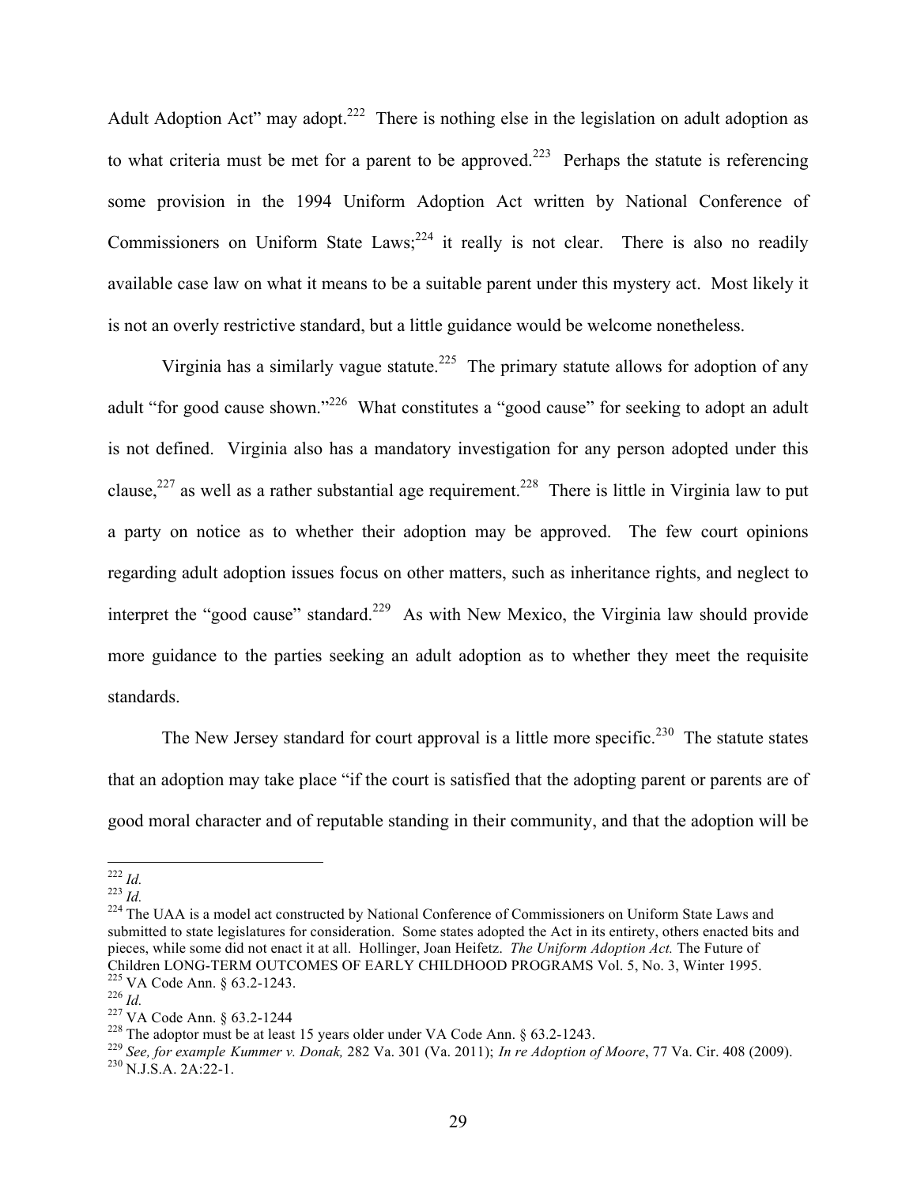Adult Adoption Act" may adopt.[222] There is nothing else in the legislation on adult adoption as to what criteria must be met for a parent to be approved.[223] Perhaps the statute is referencing some provision in the 1994 Uniform Adoption Act written by National Conference of Commissioners on Uniform State Laws;[224] it really is not clear. There is also no readily available case law on what it means to be a suitable parent under this mystery act. Most likely it is not an overly restrictive standard, but a little guidance would be welcome nonetheless.

Virginia has a similarly vague statute.[225] The primary statute allows for adoption of any adult "for good cause shown."[226] What constitutes a "good cause" for seeking to adopt an adult is not defined. Virginia also has a mandatory investigation for any person adopted under this clause,[227] as well as a rather substantial age requirement.[228] There is little in Virginia law to put a party on notice as to whether their adoption may be approved. The few court opinions regarding adult adoption issues focus on other matters, such as inheritance rights, and neglect to interpret the "good cause" standard.[229] As with New Mexico, the Virginia law should provide more guidance to the parties seeking an adult adoption as to whether they meet the requisite standards.

The New Jersey standard for court approval is a little more specific.[230] The statute states that an adoption may take place "if the court is satisfied that the adopting parent or parents are of good moral character and of reputable standing in their community, and that the adoption will be

---

[222] *Id.*
[223] *Id.*
[224] The UAA is a model act constructed by National Conference of Commissioners on Uniform State Laws and submitted to state legislatures for consideration. Some states adopted the Act in its entirety, others enacted bits and pieces, while some did not enact it at all. Hollinger, Joan Heifetz. *The Uniform Adoption Act.* The Future of Children LONG-TERM OUTCOMES OF EARLY CHILDHOOD PROGRAMS Vol. 5, No. 3, Winter 1995.
[225] VA Code Ann. § 63.2-1243.
[226] *Id.*
[227] VA Code Ann. § 63.2-1244
[228] The adoptor must be at least 15 years older under VA Code Ann. § 63.2-1243.
[229] *See, for example Kummer v. Donak,* 282 Va. 301 (Va. 2011); *In re Adoption of Moore*, 77 Va. Cir. 408 (2009).
[230] N.J.S.A. 2A:22-1.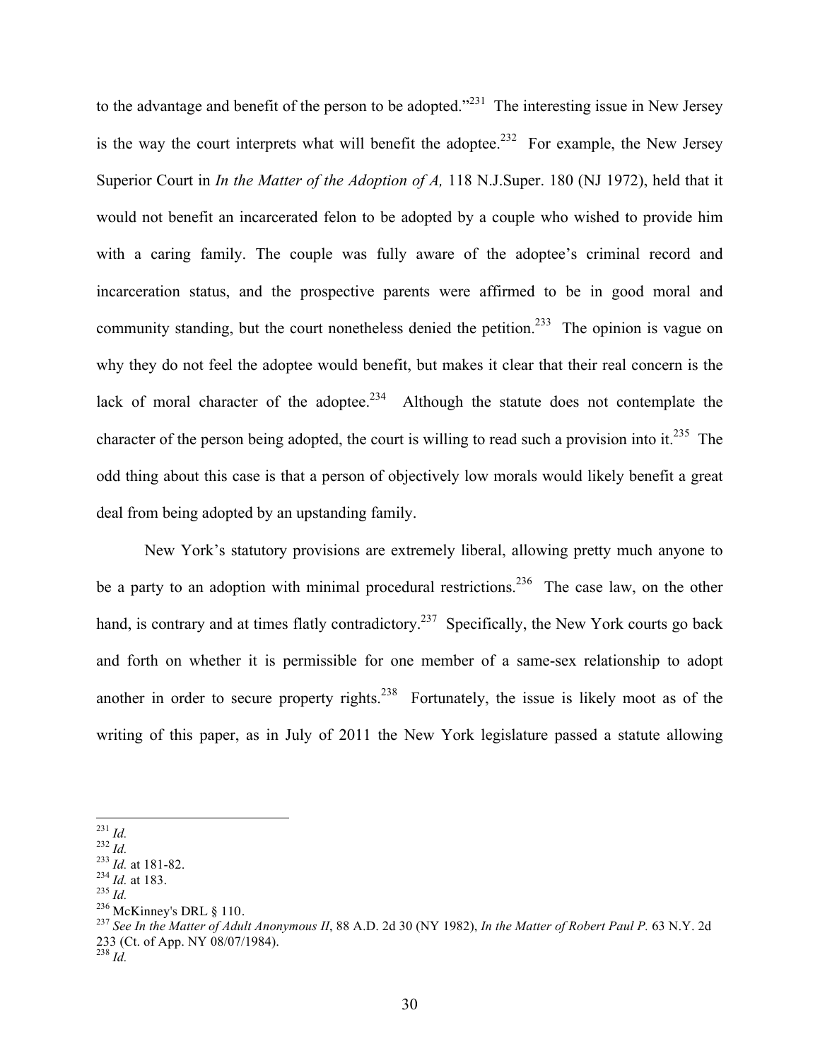to the advantage and benefit of the person to be adopted."[231] The interesting issue in New Jersey is the way the court interprets what will benefit the adoptee.[232] For example, the New Jersey Superior Court in *In the Matter of the Adoption of A,* 118 N.J.Super. 180 (NJ 1972), held that it would not benefit an incarcerated felon to be adopted by a couple who wished to provide him with a caring family. The couple was fully aware of the adoptee's criminal record and incarceration status, and the prospective parents were affirmed to be in good moral and community standing, but the court nonetheless denied the petition.[233] The opinion is vague on why they do not feel the adoptee would benefit, but makes it clear that their real concern is the lack of moral character of the adoptee.[234] Although the statute does not contemplate the character of the person being adopted, the court is willing to read such a provision into it.[235] The odd thing about this case is that a person of objectively low morals would likely benefit a great deal from being adopted by an upstanding family.

New York's statutory provisions are extremely liberal, allowing pretty much anyone to be a party to an adoption with minimal procedural restrictions.[236] The case law, on the other hand, is contrary and at times flatly contradictory.[237] Specifically, the New York courts go back and forth on whether it is permissible for one member of a same-sex relationship to adopt another in order to secure property rights.[238] Fortunately, the issue is likely moot as of the writing of this paper, as in July of 2011 the New York legislature passed a statute allowing

---

[231] *Id.*
[232] *Id.*
[233] *Id.* at 181-82.
[234] *Id.* at 183.
[235] *Id.*
[236] McKinney's DRL § 110.
[237] *See In the Matter of Adult Anonymous II*, 88 A.D. 2d 30 (NY 1982), *In the Matter of Robert Paul P.* 63 N.Y. 2d 233 (Ct. of App. NY 08/07/1984).
[238] *Id.*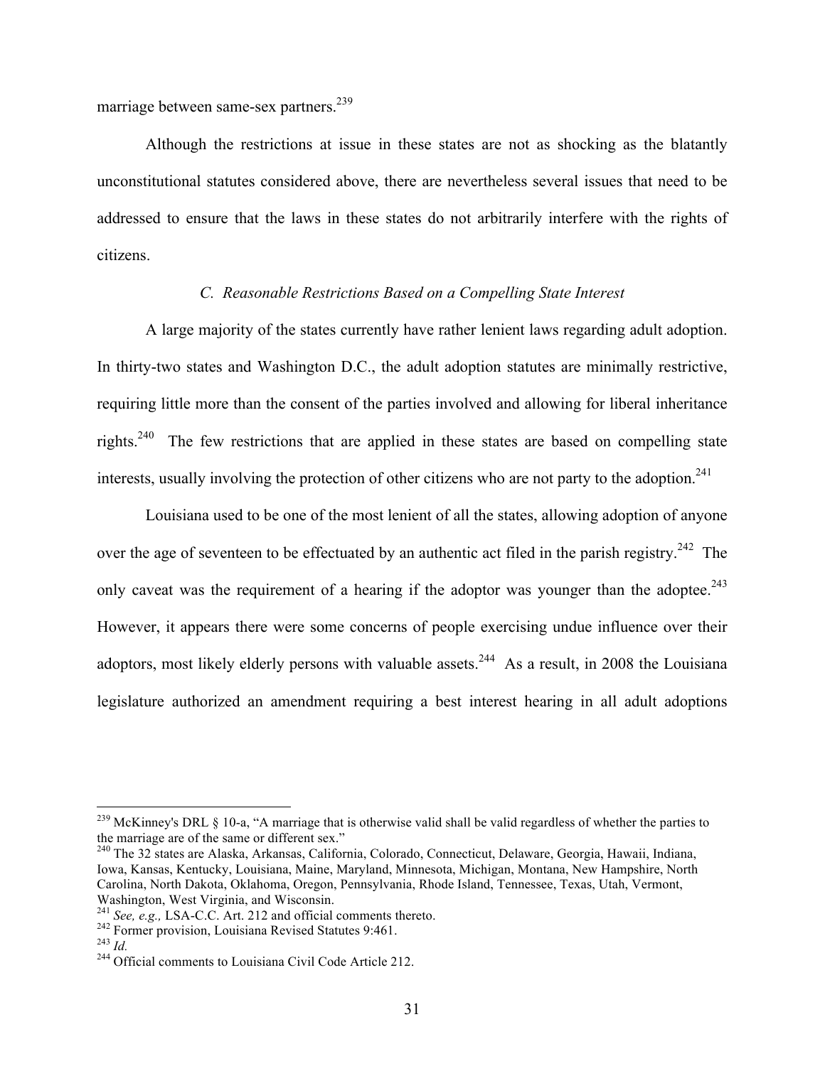marriage between same-sex partners.[239]

Although the restrictions at issue in these states are not as shocking as the blatantly unconstitutional statutes considered above, there are nevertheless several issues that need to be addressed to ensure that the laws in these states do not arbitrarily interfere with the rights of citizens.

### *C. Reasonable Restrictions Based on a Compelling State Interest*

A large majority of the states currently have rather lenient laws regarding adult adoption. In thirty-two states and Washington D.C., the adult adoption statutes are minimally restrictive, requiring little more than the consent of the parties involved and allowing for liberal inheritance rights.[240] The few restrictions that are applied in these states are based on compelling state interests, usually involving the protection of other citizens who are not party to the adoption.[241]

Louisiana used to be one of the most lenient of all the states, allowing adoption of anyone over the age of seventeen to be effectuated by an authentic act filed in the parish registry.[242] The only caveat was the requirement of a hearing if the adoptor was younger than the adoptee.[243] However, it appears there were some concerns of people exercising undue influence over their adoptors, most likely elderly persons with valuable assets.[244] As a result, in 2008 the Louisiana legislature authorized an amendment requiring a best interest hearing in all adult adoptions

---

[239] McKinney's DRL § 10-a, "A marriage that is otherwise valid shall be valid regardless of whether the parties to the marriage are of the same or different sex."

[240] The 32 states are Alaska, Arkansas, California, Colorado, Connecticut, Delaware, Georgia, Hawaii, Indiana, Iowa, Kansas, Kentucky, Louisiana, Maine, Maryland, Minnesota, Michigan, Montana, New Hampshire, North Carolina, North Dakota, Oklahoma, Oregon, Pennsylvania, Rhode Island, Tennessee, Texas, Utah, Vermont, Washington, West Virginia, and Wisconsin.

[241] *See, e.g.,* LSA-C.C. Art. 212 and official comments thereto.

[242] Former provision, Louisiana Revised Statutes 9:461.

[243] *Id.*

[244] Official comments to Louisiana Civil Code Article 212.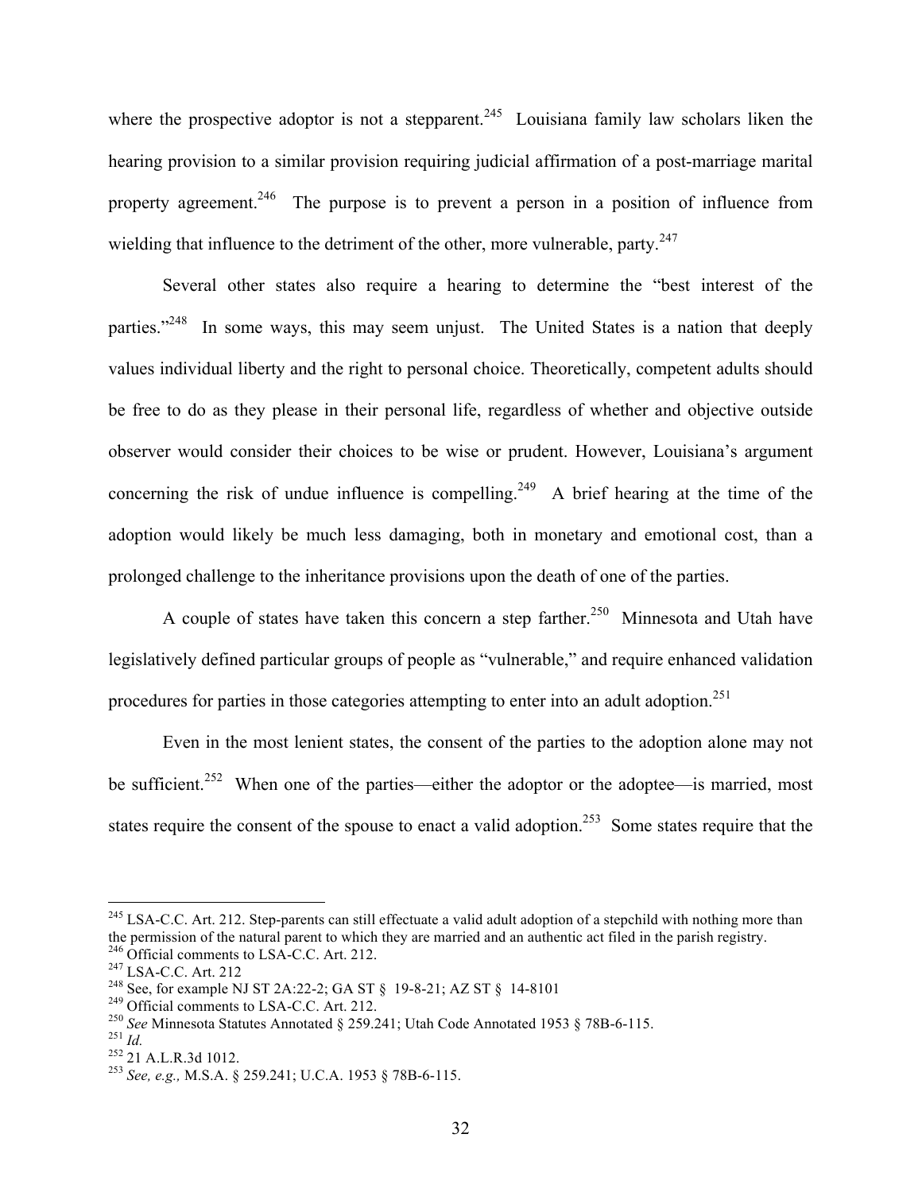where the prospective adoptor is not a stepparent.[245] Louisiana family law scholars liken the hearing provision to a similar provision requiring judicial affirmation of a post-marriage marital property agreement.[246] The purpose is to prevent a person in a position of influence from wielding that influence to the detriment of the other, more vulnerable, party.[247]

Several other states also require a hearing to determine the "best interest of the parties."[248] In some ways, this may seem unjust. The United States is a nation that deeply values individual liberty and the right to personal choice. Theoretically, competent adults should be free to do as they please in their personal life, regardless of whether and objective outside observer would consider their choices to be wise or prudent. However, Louisiana's argument concerning the risk of undue influence is compelling.[249] A brief hearing at the time of the adoption would likely be much less damaging, both in monetary and emotional cost, than a prolonged challenge to the inheritance provisions upon the death of one of the parties.

A couple of states have taken this concern a step farther.[250] Minnesota and Utah have legislatively defined particular groups of people as "vulnerable," and require enhanced validation procedures for parties in those categories attempting to enter into an adult adoption.[251]

Even in the most lenient states, the consent of the parties to the adoption alone may not be sufficient.[252] When one of the parties—either the adoptor or the adoptee—is married, most states require the consent of the spouse to enact a valid adoption.[253] Some states require that the

---

[245] LSA-C.C. Art. 212. Step-parents can still effectuate a valid adult adoption of a stepchild with nothing more than the permission of the natural parent to which they are married and an authentic act filed in the parish registry.

[246] Official comments to LSA-C.C. Art. 212.

[247] LSA-C.C. Art. 212

[248] See, for example NJ ST 2A:22-2; GA ST § 19-8-21; AZ ST § 14-8101

[249] Official comments to LSA-C.C. Art. 212.

[250] *See* Minnesota Statutes Annotated § 259.241; Utah Code Annotated 1953 § 78B-6-115.

[251] *Id.*

[252] 21 A.L.R.3d 1012.

[253] *See, e.g.,* M.S.A. § 259.241; U.C.A. 1953 § 78B-6-115.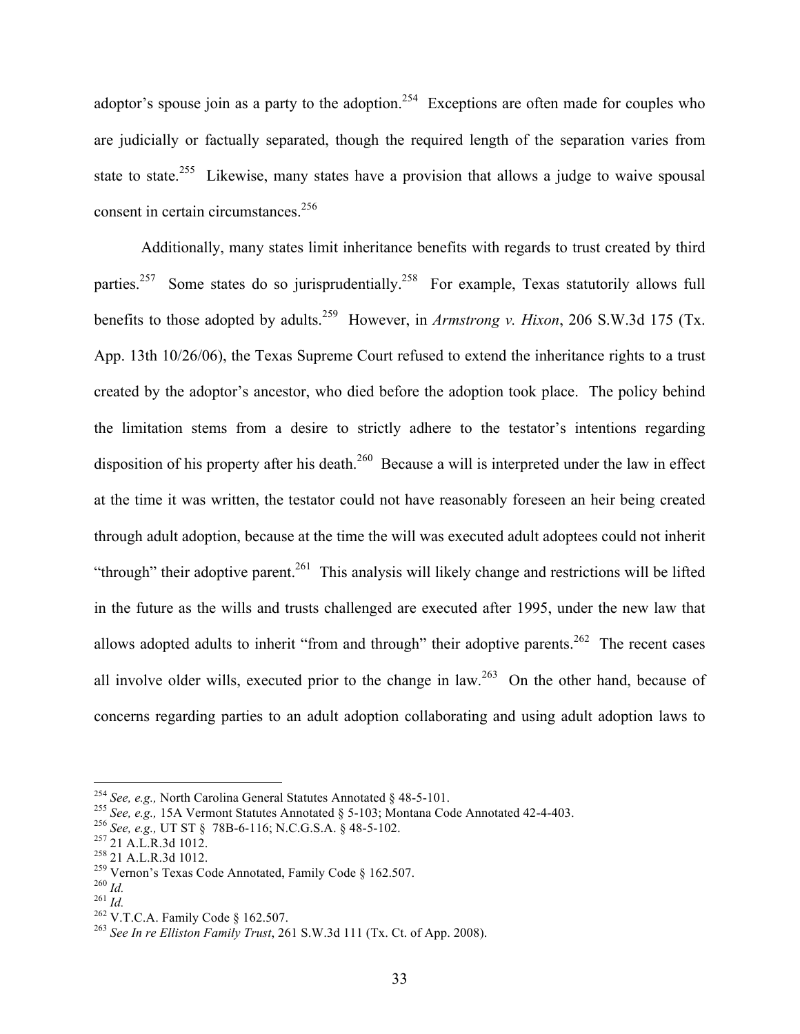adoptor's spouse join as a party to the adoption.[254] Exceptions are often made for couples who are judicially or factually separated, though the required length of the separation varies from state to state.[255] Likewise, many states have a provision that allows a judge to waive spousal consent in certain circumstances.[256]

Additionally, many states limit inheritance benefits with regards to trust created by third parties.[257] Some states do so jurisprudentially.[258] For example, Texas statutorily allows full benefits to those adopted by adults.[259] However, in *Armstrong v. Hixon*, 206 S.W.3d 175 (Tx. App. 13th 10/26/06), the Texas Supreme Court refused to extend the inheritance rights to a trust created by the adoptor's ancestor, who died before the adoption took place. The policy behind the limitation stems from a desire to strictly adhere to the testator's intentions regarding disposition of his property after his death.[260] Because a will is interpreted under the law in effect at the time it was written, the testator could not have reasonably foreseen an heir being created through adult adoption, because at the time the will was executed adult adoptees could not inherit "through" their adoptive parent.[261] This analysis will likely change and restrictions will be lifted in the future as the wills and trusts challenged are executed after 1995, under the new law that allows adopted adults to inherit "from and through" their adoptive parents.[262] The recent cases all involve older wills, executed prior to the change in law.[263] On the other hand, because of concerns regarding parties to an adult adoption collaborating and using adult adoption laws to

---

[254] *See, e.g.,* North Carolina General Statutes Annotated § 48-5-101.

[255] *See, e.g.,* 15A Vermont Statutes Annotated § 5-103; Montana Code Annotated 42-4-403.

[256] *See, e.g.,* UT ST § 78B-6-116; N.C.G.S.A. § 48-5-102.

[257] 21 A.L.R.3d 1012.

[258] 21 A.L.R.3d 1012.

[259] Vernon's Texas Code Annotated, Family Code § 162.507.

[260] *Id.*

[261] *Id.*

[262] V.T.C.A. Family Code § 162.507.

[263] *See In re Elliston Family Trust*, 261 S.W.3d 111 (Tx. Ct. of App. 2008).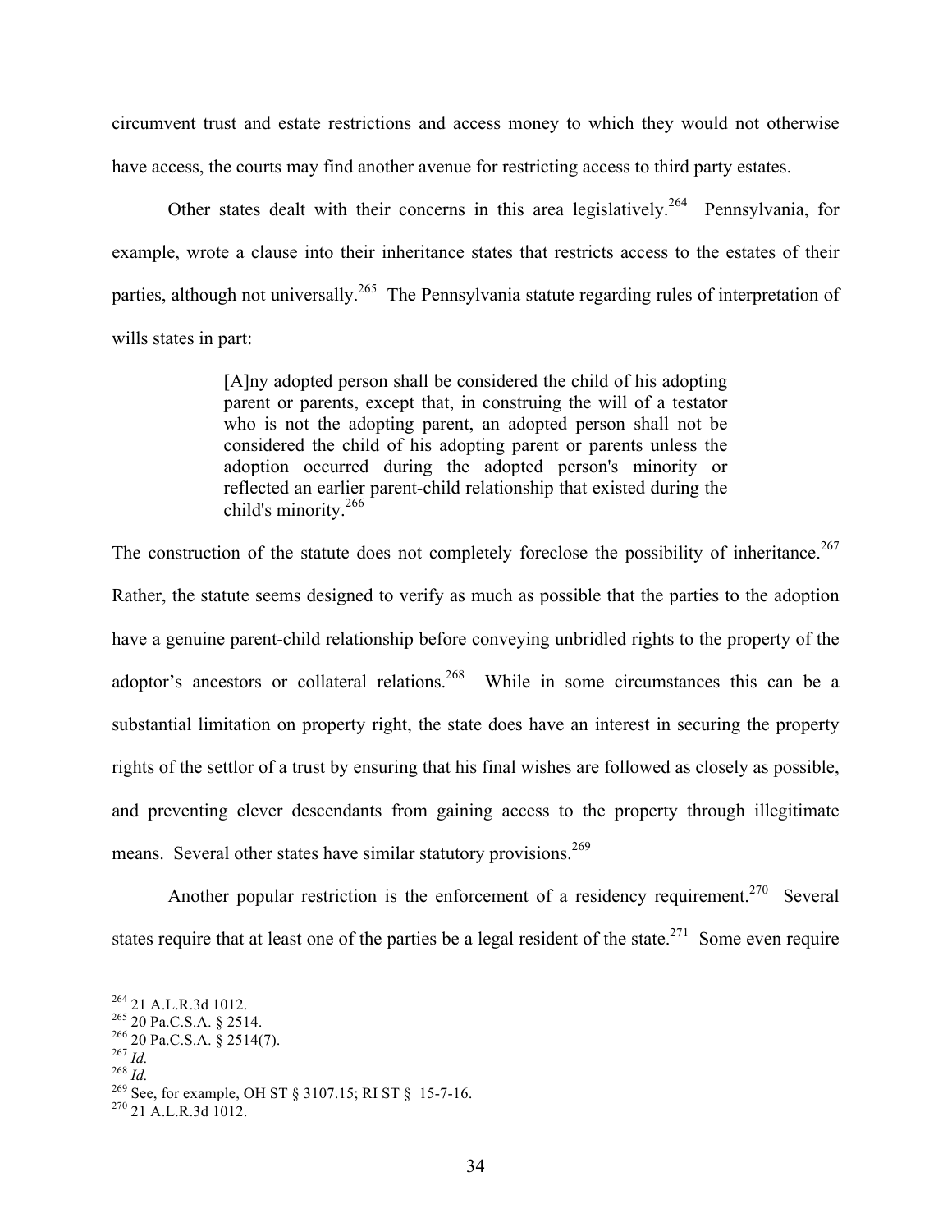circumvent trust and estate restrictions and access money to which they would not otherwise have access, the courts may find another avenue for restricting access to third party estates.

Other states dealt with their concerns in this area legislatively.[264] Pennsylvania, for example, wrote a clause into their inheritance states that restricts access to the estates of their parties, although not universally.[265] The Pennsylvania statute regarding rules of interpretation of wills states in part:

> [A]ny adopted person shall be considered the child of his adopting parent or parents, except that, in construing the will of a testator who is not the adopting parent, an adopted person shall not be considered the child of his adopting parent or parents unless the adoption occurred during the adopted person's minority or reflected an earlier parent-child relationship that existed during the child's minority.[266]

The construction of the statute does not completely foreclose the possibility of inheritance.[267] Rather, the statute seems designed to verify as much as possible that the parties to the adoption have a genuine parent-child relationship before conveying unbridled rights to the property of the adoptor's ancestors or collateral relations.[268] While in some circumstances this can be a substantial limitation on property right, the state does have an interest in securing the property rights of the settlor of a trust by ensuring that his final wishes are followed as closely as possible, and preventing clever descendants from gaining access to the property through illegitimate means. Several other states have similar statutory provisions.[269]

Another popular restriction is the enforcement of a residency requirement.[270] Several states require that at least one of the parties be a legal resident of the state.[271] Some even require

---

[264] 21 A.L.R.3d 1012.
[265] 20 Pa.C.S.A. § 2514.
[266] 20 Pa.C.S.A. § 2514(7).
[267] *Id.*
[268] *Id.*
[269] See, for example, OH ST § 3107.15; RI ST § 15-7-16.
[270] 21 A.L.R.3d 1012.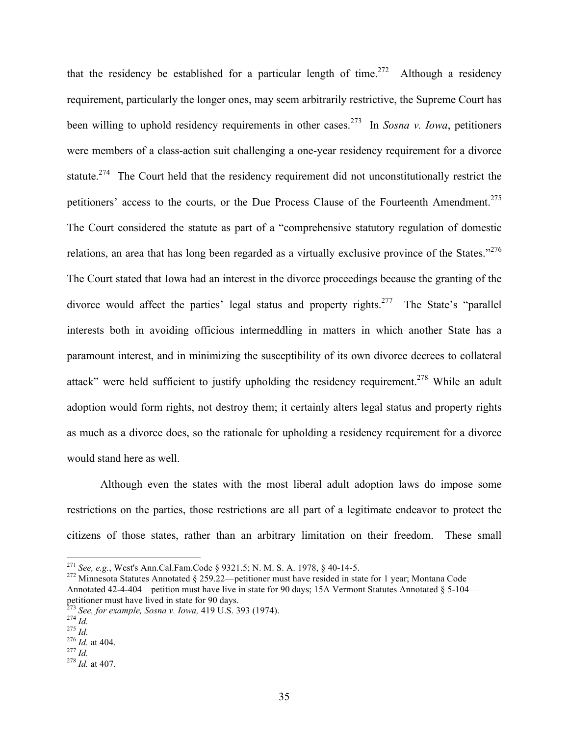that the residency be established for a particular length of time.[272] Although a residency requirement, particularly the longer ones, may seem arbitrarily restrictive, the Supreme Court has been willing to uphold residency requirements in other cases.[273] In *Sosna v. Iowa*, petitioners were members of a class-action suit challenging a one-year residency requirement for a divorce statute.[274] The Court held that the residency requirement did not unconstitutionally restrict the petitioners' access to the courts, or the Due Process Clause of the Fourteenth Amendment.[275] The Court considered the statute as part of a "comprehensive statutory regulation of domestic relations, an area that has long been regarded as a virtually exclusive province of the States."[276] The Court stated that Iowa had an interest in the divorce proceedings because the granting of the divorce would affect the parties' legal status and property rights.[277] The State's "parallel interests both in avoiding officious intermeddling in matters in which another State has a paramount interest, and in minimizing the susceptibility of its own divorce decrees to collateral attack" were held sufficient to justify upholding the residency requirement.[278] While an adult adoption would form rights, not destroy them; it certainly alters legal status and property rights as much as a divorce does, so the rationale for upholding a residency requirement for a divorce would stand here as well.

Although even the states with the most liberal adult adoption laws do impose some restrictions on the parties, those restrictions are all part of a legitimate endeavor to protect the citizens of those states, rather than an arbitrary limitation on their freedom. These small

---

[271] *See, e.g.*, West's Ann.Cal.Fam.Code § 9321.5; N. M. S. A. 1978, § 40-14-5.

[272] Minnesota Statutes Annotated § 259.22—petitioner must have resided in state for 1 year; Montana Code Annotated 42-4-404—petition must have live in state for 90 days; 15A Vermont Statutes Annotated § 5-104—petitioner must have lived in state for 90 days.

[273] *See, for example, Sosna v. Iowa,* 419 U.S. 393 (1974).

[274] *Id.*

[275] *Id.*

[276] *Id.* at 404.

[277] *Id.*

[278] *Id.* at 407.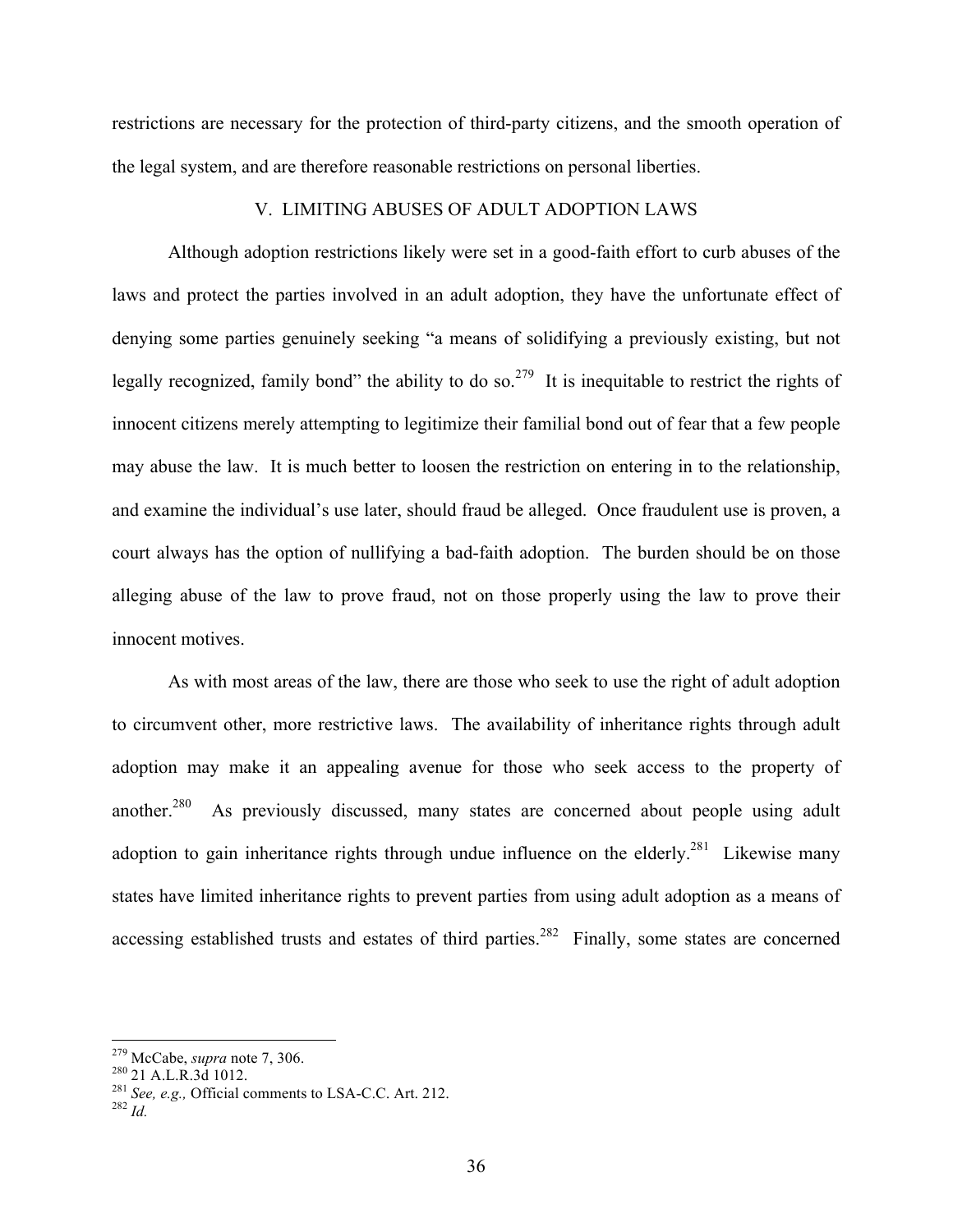restrictions are necessary for the protection of third-party citizens, and the smooth operation of the legal system, and are therefore reasonable restrictions on personal liberties.

## V. LIMITING ABUSES OF ADULT ADOPTION LAWS

Although adoption restrictions likely were set in a good-faith effort to curb abuses of the laws and protect the parties involved in an adult adoption, they have the unfortunate effect of denying some parties genuinely seeking "a means of solidifying a previously existing, but not legally recognized, family bond" the ability to do so.[279] It is inequitable to restrict the rights of innocent citizens merely attempting to legitimize their familial bond out of fear that a few people may abuse the law. It is much better to loosen the restriction on entering in to the relationship, and examine the individual's use later, should fraud be alleged. Once fraudulent use is proven, a court always has the option of nullifying a bad-faith adoption. The burden should be on those alleging abuse of the law to prove fraud, not on those properly using the law to prove their innocent motives.

As with most areas of the law, there are those who seek to use the right of adult adoption to circumvent other, more restrictive laws. The availability of inheritance rights through adult adoption may make it an appealing avenue for those who seek access to the property of another.[280] As previously discussed, many states are concerned about people using adult adoption to gain inheritance rights through undue influence on the elderly.[281] Likewise many states have limited inheritance rights to prevent parties from using adult adoption as a means of accessing established trusts and estates of third parties.[282] Finally, some states are concerned

---

[279] McCabe, *supra* note 7, 306.

[280] 21 A.L.R.3d 1012.

[281] *See, e.g.,* Official comments to LSA-C.C. Art. 212.

[282] *Id.*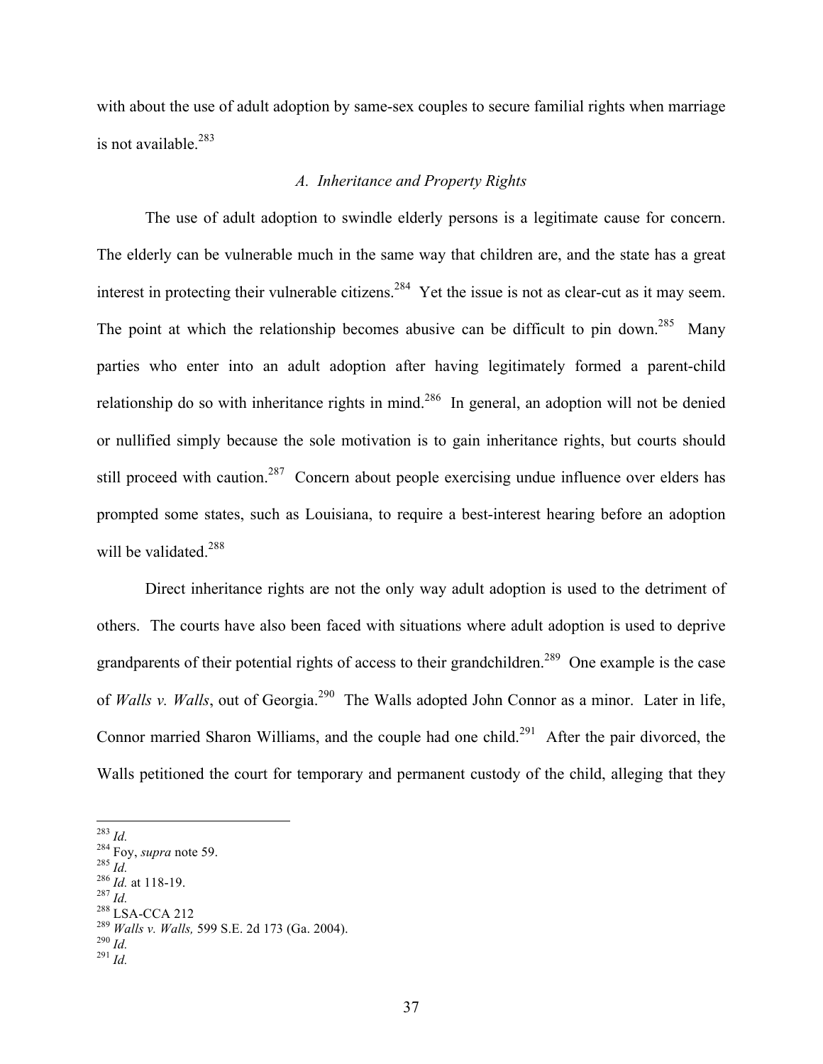with about the use of adult adoption by same-sex couples to secure familial rights when marriage is not available.[283]

### *A. Inheritance and Property Rights*

The use of adult adoption to swindle elderly persons is a legitimate cause for concern. The elderly can be vulnerable much in the same way that children are, and the state has a great interest in protecting their vulnerable citizens.[284] Yet the issue is not as clear-cut as it may seem. The point at which the relationship becomes abusive can be difficult to pin down.[285] Many parties who enter into an adult adoption after having legitimately formed a parent-child relationship do so with inheritance rights in mind.[286] In general, an adoption will not be denied or nullified simply because the sole motivation is to gain inheritance rights, but courts should still proceed with caution.[287] Concern about people exercising undue influence over elders has prompted some states, such as Louisiana, to require a best-interest hearing before an adoption will be validated.[288]

Direct inheritance rights are not the only way adult adoption is used to the detriment of others. The courts have also been faced with situations where adult adoption is used to deprive grandparents of their potential rights of access to their grandchildren.[289] One example is the case of *Walls v. Walls*, out of Georgia.[290] The Walls adopted John Connor as a minor. Later in life, Connor married Sharon Williams, and the couple had one child.[291] After the pair divorced, the Walls petitioned the court for temporary and permanent custody of the child, alleging that they

---

[283] *Id.*
[284] Foy, *supra* note 59.
[285] *Id.*
[286] *Id.* at 118-19.
[287] *Id.*
[288] LSA-CCA 212
[289] *Walls v. Walls,* 599 S.E. 2d 173 (Ga. 2004).
[290] *Id.*
[291] *Id.*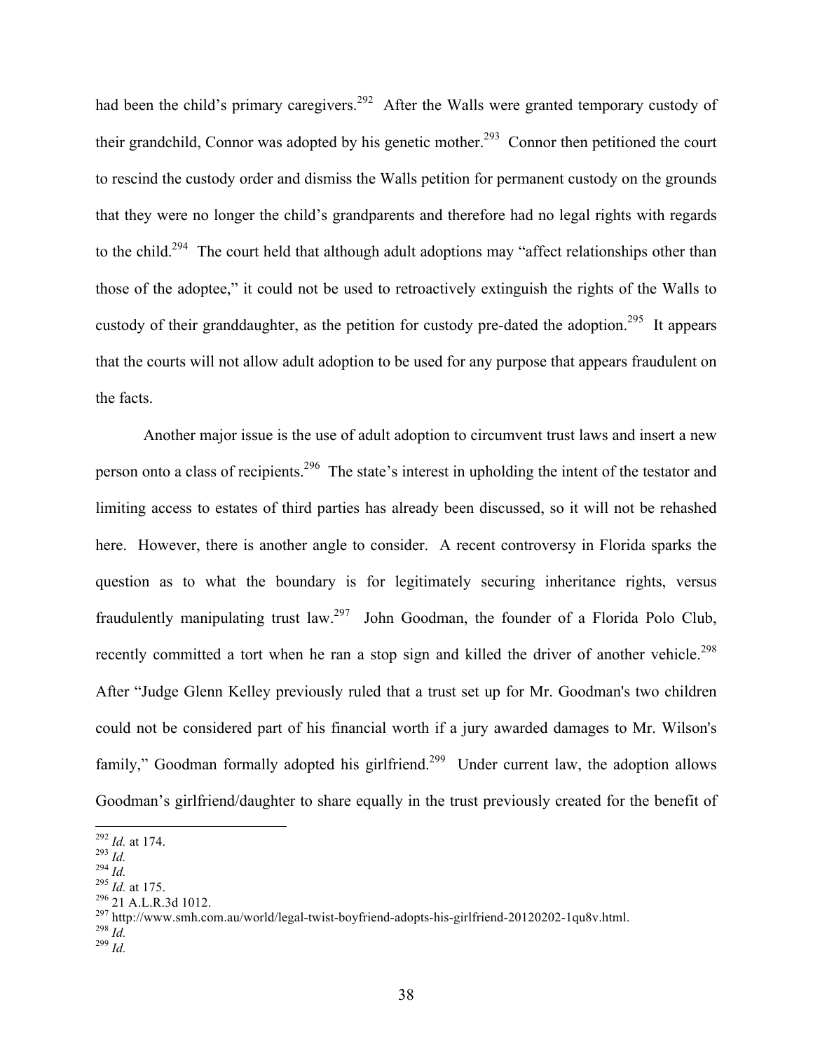had been the child's primary caregivers.[292] After the Walls were granted temporary custody of their grandchild, Connor was adopted by his genetic mother.[293] Connor then petitioned the court to rescind the custody order and dismiss the Walls petition for permanent custody on the grounds that they were no longer the child's grandparents and therefore had no legal rights with regards to the child.[294] The court held that although adult adoptions may "affect relationships other than those of the adoptee," it could not be used to retroactively extinguish the rights of the Walls to custody of their granddaughter, as the petition for custody pre-dated the adoption.[295] It appears that the courts will not allow adult adoption to be used for any purpose that appears fraudulent on the facts.

Another major issue is the use of adult adoption to circumvent trust laws and insert a new person onto a class of recipients.[296] The state's interest in upholding the intent of the testator and limiting access to estates of third parties has already been discussed, so it will not be rehashed here. However, there is another angle to consider. A recent controversy in Florida sparks the question as to what the boundary is for legitimately securing inheritance rights, versus fraudulently manipulating trust law.[297] John Goodman, the founder of a Florida Polo Club, recently committed a tort when he ran a stop sign and killed the driver of another vehicle.[298] After "Judge Glenn Kelley previously ruled that a trust set up for Mr. Goodman's two children could not be considered part of his financial worth if a jury awarded damages to Mr. Wilson's family," Goodman formally adopted his girlfriend.[299] Under current law, the adoption allows Goodman's girlfriend/daughter to share equally in the trust previously created for the benefit of

---

[292] *Id.* at 174.
[293] *Id.*
[294] *Id.*
[295] *Id.* at 175.
[296] 21 A.L.R.3d 1012.
[297] http://www.smh.com.au/world/legal-twist-boyfriend-adopts-his-girlfriend-20120202-1qu8v.html.
[298] *Id.*
[299] *Id.*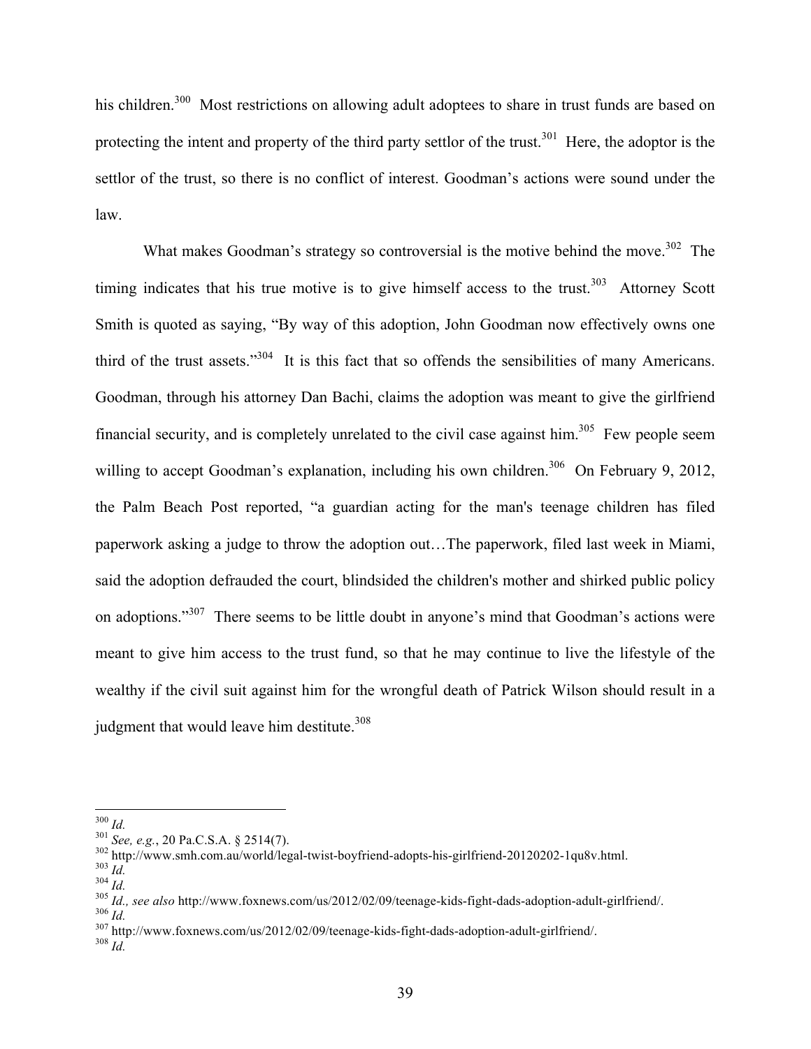his children.[300] Most restrictions on allowing adult adoptees to share in trust funds are based on protecting the intent and property of the third party settlor of the trust.[301] Here, the adoptor is the settlor of the trust, so there is no conflict of interest. Goodman's actions were sound under the law.

What makes Goodman's strategy so controversial is the motive behind the move.[302] The timing indicates that his true motive is to give himself access to the trust.[303] Attorney Scott Smith is quoted as saying, "By way of this adoption, John Goodman now effectively owns one third of the trust assets."[304] It is this fact that so offends the sensibilities of many Americans. Goodman, through his attorney Dan Bachi, claims the adoption was meant to give the girlfriend financial security, and is completely unrelated to the civil case against him.[305] Few people seem willing to accept Goodman's explanation, including his own children.[306] On February 9, 2012, the Palm Beach Post reported, "a guardian acting for the man's teenage children has filed paperwork asking a judge to throw the adoption out…The paperwork, filed last week in Miami, said the adoption defrauded the court, blindsided the children's mother and shirked public policy on adoptions."[307] There seems to be little doubt in anyone's mind that Goodman's actions were meant to give him access to the trust fund, so that he may continue to live the lifestyle of the wealthy if the civil suit against him for the wrongful death of Patrick Wilson should result in a judgment that would leave him destitute.[308]

---

[300] *Id.*

[301] *See, e.g.*, 20 Pa.C.S.A. § 2514(7).

[302] http://www.smh.com.au/world/legal-twist-boyfriend-adopts-his-girlfriend-20120202-1qu8v.html.

[303] *Id.*

[304] *Id.*

[305] *Id., see also* http://www.foxnews.com/us/2012/02/09/teenage-kids-fight-dads-adoption-adult-girlfriend/.

[306] *Id.*

[307] http://www.foxnews.com/us/2012/02/09/teenage-kids-fight-dads-adoption-adult-girlfriend/.

[308] *Id.*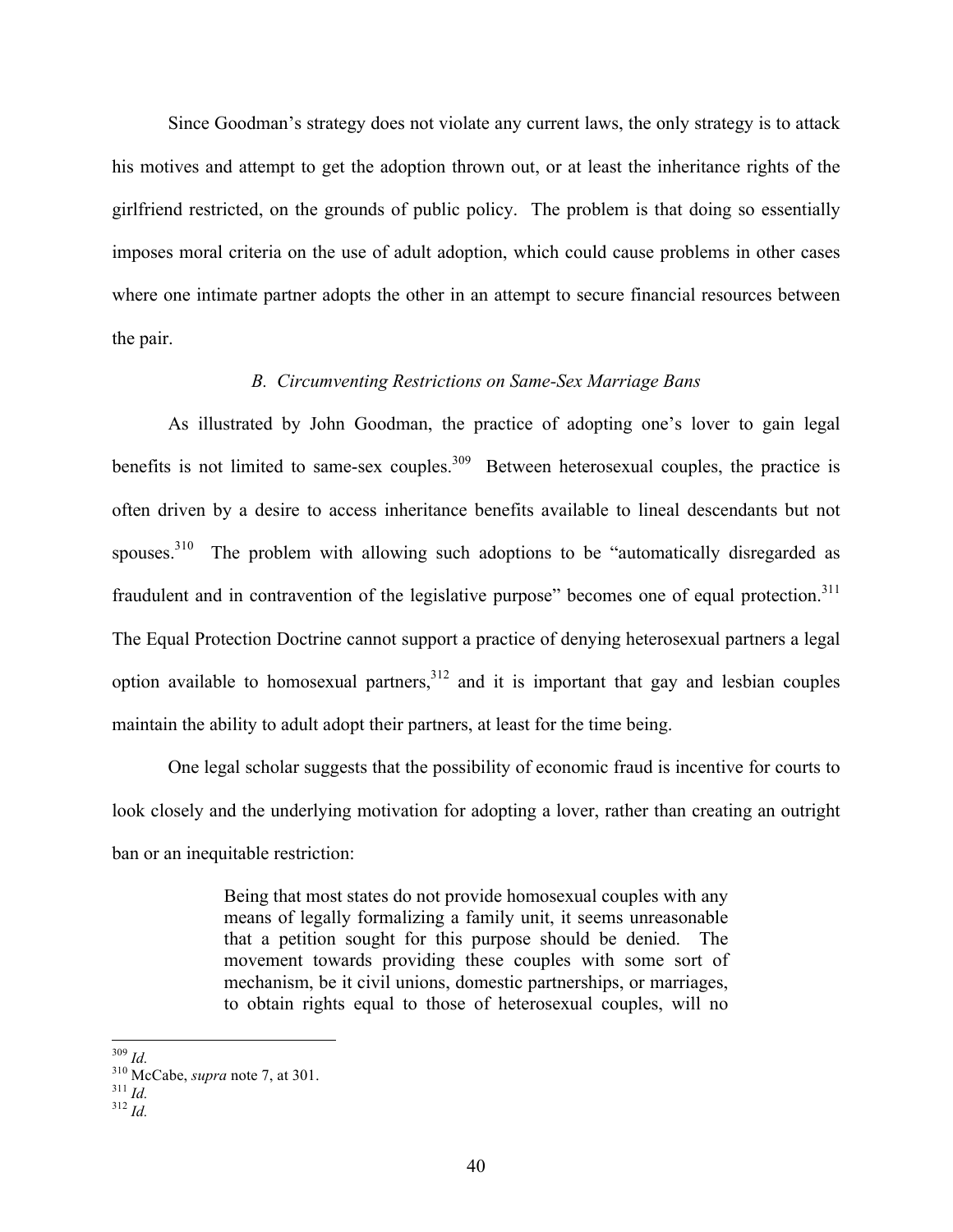Since Goodman's strategy does not violate any current laws, the only strategy is to attack his motives and attempt to get the adoption thrown out, or at least the inheritance rights of the girlfriend restricted, on the grounds of public policy. The problem is that doing so essentially imposes moral criteria on the use of adult adoption, which could cause problems in other cases where one intimate partner adopts the other in an attempt to secure financial resources between the pair.

### *B. Circumventing Restrictions on Same-Sex Marriage Bans*

As illustrated by John Goodman, the practice of adopting one's lover to gain legal benefits is not limited to same-sex couples.[309] Between heterosexual couples, the practice is often driven by a desire to access inheritance benefits available to lineal descendants but not spouses.[310] The problem with allowing such adoptions to be "automatically disregarded as fraudulent and in contravention of the legislative purpose" becomes one of equal protection.[311] The Equal Protection Doctrine cannot support a practice of denying heterosexual partners a legal option available to homosexual partners,[312] and it is important that gay and lesbian couples maintain the ability to adult adopt their partners, at least for the time being.

One legal scholar suggests that the possibility of economic fraud is incentive for courts to look closely and the underlying motivation for adopting a lover, rather than creating an outright ban or an inequitable restriction:

> Being that most states do not provide homosexual couples with any means of legally formalizing a family unit, it seems unreasonable that a petition sought for this purpose should be denied. The movement towards providing these couples with some sort of mechanism, be it civil unions, domestic partnerships, or marriages, to obtain rights equal to those of heterosexual couples, will no

---

[309] *Id.*
[310] McCabe, *supra* note 7, at 301.
[311] *Id.*
[312] *Id.*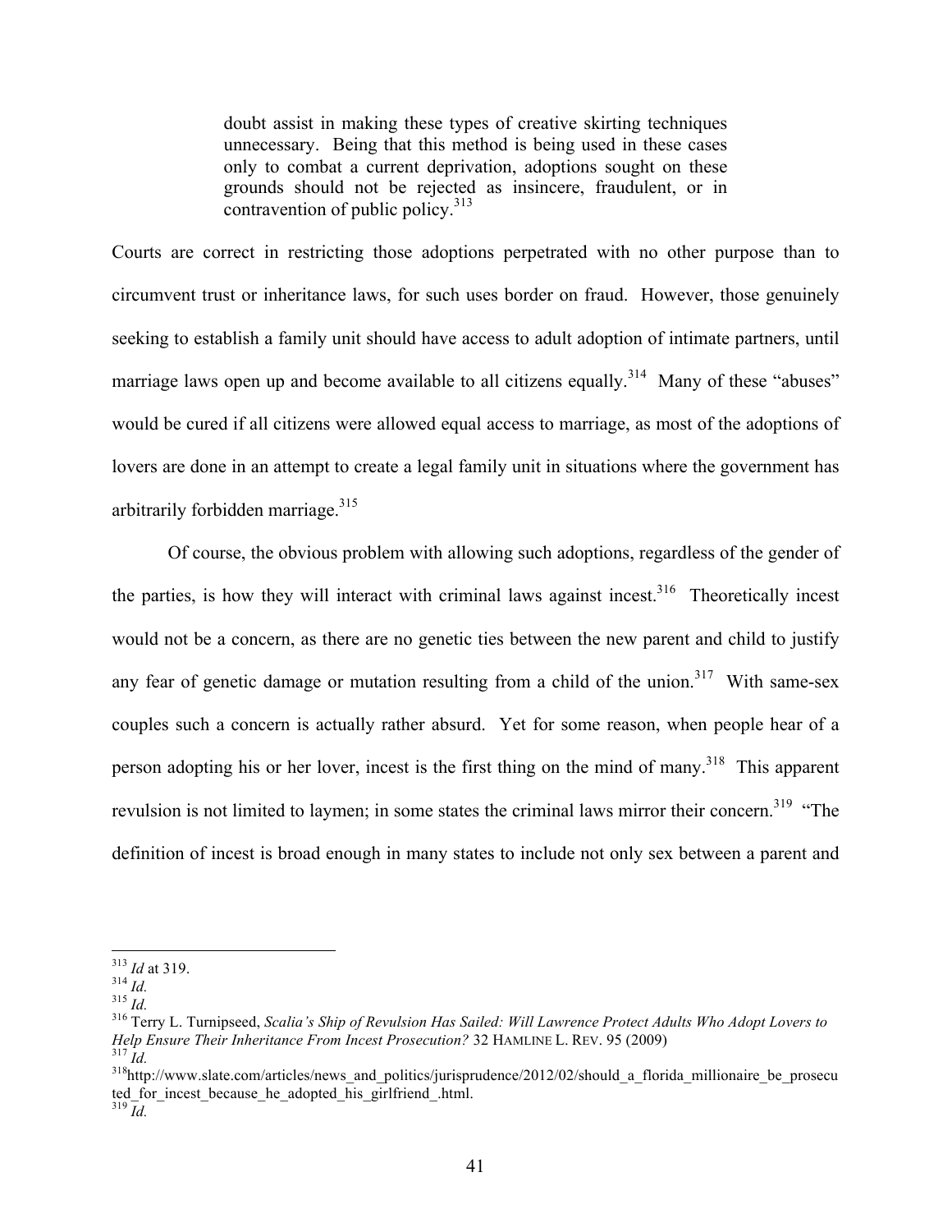> doubt assist in making these types of creative skirting techniques unnecessary. Being that this method is being used in these cases only to combat a current deprivation, adoptions sought on these grounds should not be rejected as insincere, fraudulent, or in contravention of public policy.[313]

Courts are correct in restricting those adoptions perpetrated with no other purpose than to circumvent trust or inheritance laws, for such uses border on fraud. However, those genuinely seeking to establish a family unit should have access to adult adoption of intimate partners, until marriage laws open up and become available to all citizens equally.[314] Many of these "abuses" would be cured if all citizens were allowed equal access to marriage, as most of the adoptions of lovers are done in an attempt to create a legal family unit in situations where the government has arbitrarily forbidden marriage.[315]

Of course, the obvious problem with allowing such adoptions, regardless of the gender of the parties, is how they will interact with criminal laws against incest.[316] Theoretically incest would not be a concern, as there are no genetic ties between the new parent and child to justify any fear of genetic damage or mutation resulting from a child of the union.[317] With same-sex couples such a concern is actually rather absurd. Yet for some reason, when people hear of a person adopting his or her lover, incest is the first thing on the mind of many.[318] This apparent revulsion is not limited to laymen; in some states the criminal laws mirror their concern.[319] "The definition of incest is broad enough in many states to include not only sex between a parent and

---

[313] *Id* at 319.
[314] *Id.*
[315] *Id.*
[316] Terry L. Turnipseed, *Scalia's Ship of Revulsion Has Sailed: Will Lawrence Protect Adults Who Adopt Lovers to Help Ensure Their Inheritance From Incest Prosecution?* 32 HAMLINE L. REV. 95 (2009)
[317] *Id.*
[318] http://www.slate.com/articles/news_and_politics/jurisprudence/2012/02/should_a_florida_millionaire_be_prosecuted_for_incest_because_he_adopted_his_girlfriend_.html.
[319] *Id.*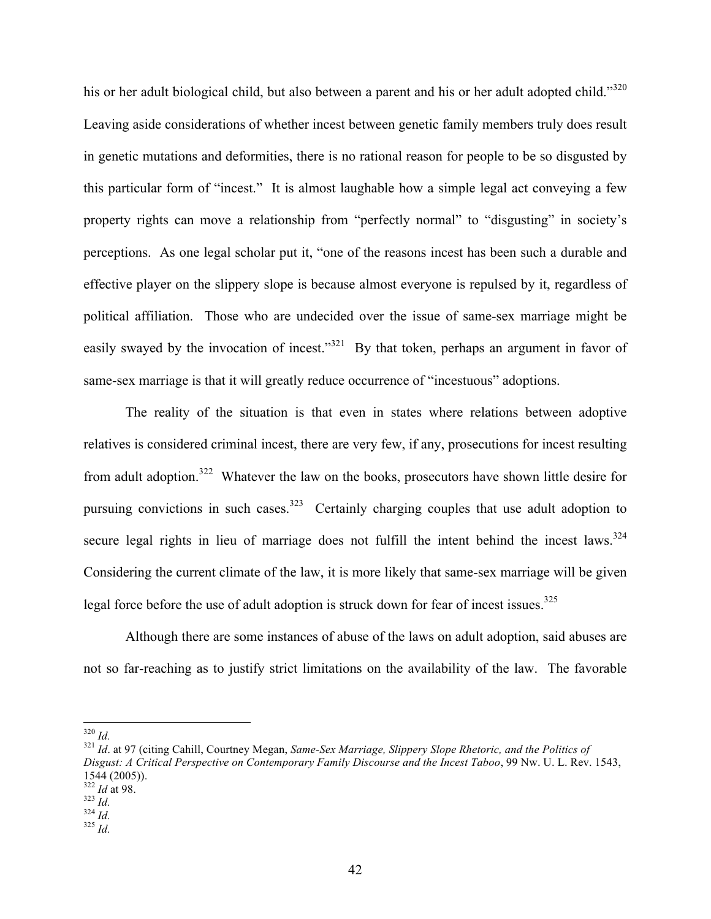his or her adult biological child, but also between a parent and his or her adult adopted child."[320] Leaving aside considerations of whether incest between genetic family members truly does result in genetic mutations and deformities, there is no rational reason for people to be so disgusted by this particular form of "incest." It is almost laughable how a simple legal act conveying a few property rights can move a relationship from "perfectly normal" to "disgusting" in society's perceptions. As one legal scholar put it, "one of the reasons incest has been such a durable and effective player on the slippery slope is because almost everyone is repulsed by it, regardless of political affiliation. Those who are undecided over the issue of same-sex marriage might be easily swayed by the invocation of incest."[321] By that token, perhaps an argument in favor of same-sex marriage is that it will greatly reduce occurrence of "incestuous" adoptions.

The reality of the situation is that even in states where relations between adoptive relatives is considered criminal incest, there are very few, if any, prosecutions for incest resulting from adult adoption.[322] Whatever the law on the books, prosecutors have shown little desire for pursuing convictions in such cases.[323] Certainly charging couples that use adult adoption to secure legal rights in lieu of marriage does not fulfill the intent behind the incest laws.[324] Considering the current climate of the law, it is more likely that same-sex marriage will be given legal force before the use of adult adoption is struck down for fear of incest issues.[325]

Although there are some instances of abuse of the laws on adult adoption, said abuses are not so far-reaching as to justify strict limitations on the availability of the law. The favorable

---

[320] *Id.*

[321] *Id*. at 97 (citing Cahill, Courtney Megan, *Same-Sex Marriage, Slippery Slope Rhetoric, and the Politics of Disgust: A Critical Perspective on Contemporary Family Discourse and the Incest Taboo*, 99 Nw. U. L. Rev. 1543, 1544 (2005)).

[322] *Id* at 98.

[323] *Id.*

[324] *Id.*

[325] *Id.*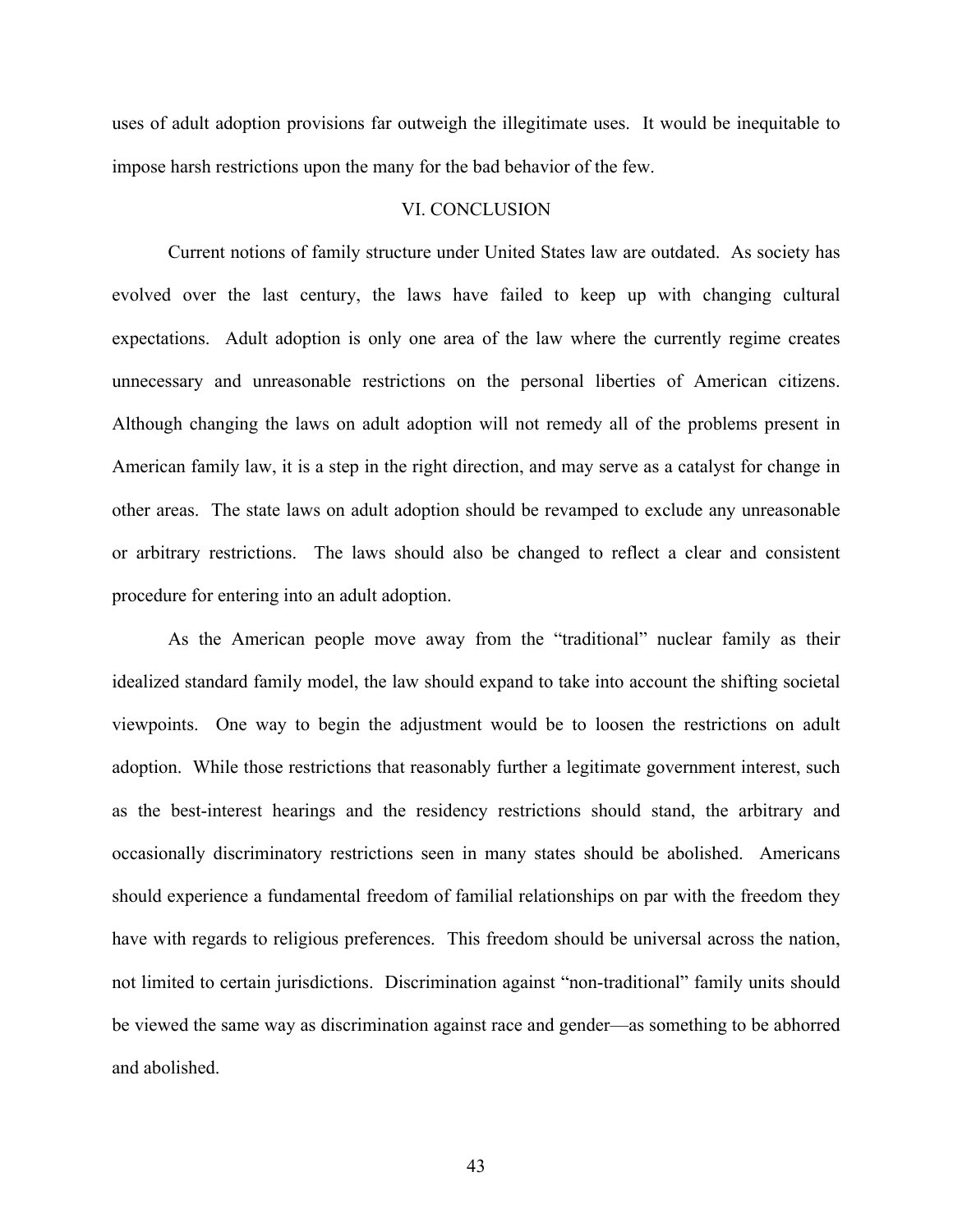uses of adult adoption provisions far outweigh the illegitimate uses. It would be inequitable to impose harsh restrictions upon the many for the bad behavior of the few.

## VI. CONCLUSION

Current notions of family structure under United States law are outdated. As society has evolved over the last century, the laws have failed to keep up with changing cultural expectations. Adult adoption is only one area of the law where the currently regime creates unnecessary and unreasonable restrictions on the personal liberties of American citizens. Although changing the laws on adult adoption will not remedy all of the problems present in American family law, it is a step in the right direction, and may serve as a catalyst for change in other areas. The state laws on adult adoption should be revamped to exclude any unreasonable or arbitrary restrictions. The laws should also be changed to reflect a clear and consistent procedure for entering into an adult adoption.

As the American people move away from the "traditional" nuclear family as their idealized standard family model, the law should expand to take into account the shifting societal viewpoints. One way to begin the adjustment would be to loosen the restrictions on adult adoption. While those restrictions that reasonably further a legitimate government interest, such as the best-interest hearings and the residency restrictions should stand, the arbitrary and occasionally discriminatory restrictions seen in many states should be abolished. Americans should experience a fundamental freedom of familial relationships on par with the freedom they have with regards to religious preferences. This freedom should be universal across the nation, not limited to certain jurisdictions. Discrimination against "non-traditional" family units should be viewed the same way as discrimination against race and gender—as something to be abhorred and abolished.